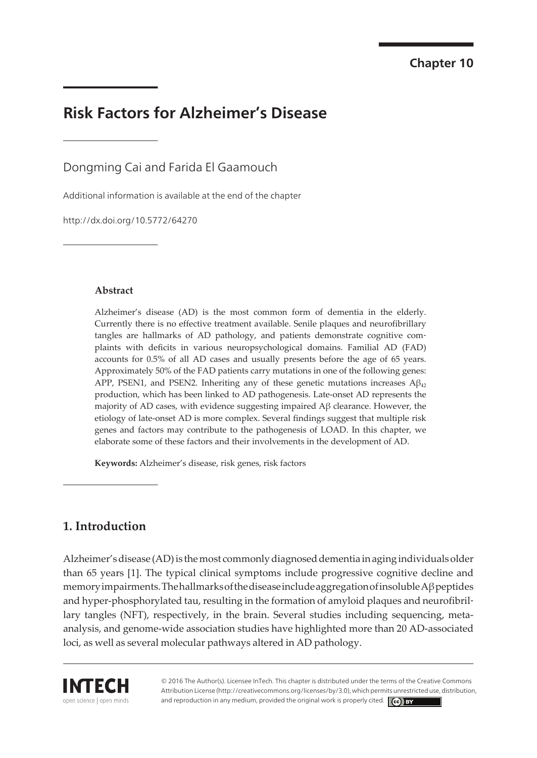Chapter 10

# Risk Factors for Alzheimer's Disease

Dongming Cai and Farida El Gaamouch

Additional information is available at the end of the chapter

http://dx.doi.org/10.5772/64270

### Abstract

Alzheimer's disease (AD) is the most common form of dementia in the elderly. Currently there is no effective treatment available. Senile plaques and neurofibrillary tangles are hallmarks of AD pathology, and patients demonstrate cognitive complaints with deficits in various neuropsychological domains. Familial AD (FAD) accounts for 0.5% of all AD cases and usually presents before the age of 65 years. Approximately 50% of the FAD patients carry mutations in one of the following genes: APP, PSEN1, and PSEN2. Inheriting any of these genetic mutations increases $A\beta_{42}$ production, which has been linked to AD pathogenesis. Late-onset AD represents the majority of AD cases, with evidence suggesting impaired Aβ clearance. However, the etiology of late-onset AD is more complex. Several findings suggest that multiple risk genes and factors may contribute to the pathogenesis of LOAD. In this chapter, we elaborate some of these factors and their involvements in the development of AD.

**Keywords:** Alzheimer's disease, risk genes, risk factors

## 1. Introduction

Alzheimer's disease (AD) is the most commonly diagnosed dementia in aging individuals older than 65 years [1]. The typical clinical symptoms include progressive cognitive decline and memory impairments. The hallmarks of the disease include aggregation of insoluble Aβ peptides and hyper-phosphorylated tau, resulting in the formation of amyloid plaques and neurofibrillary tangles (NFT), respectively, in the brain. Several studies including sequencing, meta-analysis, and genome-wide association studies have highlighted more than 20 AD-associated loci, as well as several molecular pathways altered in AD pathology.

© 2016 The Author(s). Licensee InTech. This chapter is distributed under the terms of the Creative Commons Attribution License (http://creativecommons.org/licenses/by/3.0), which permits unrestricted use, distribution, and reproduction in any medium, provided the original work is properly cited.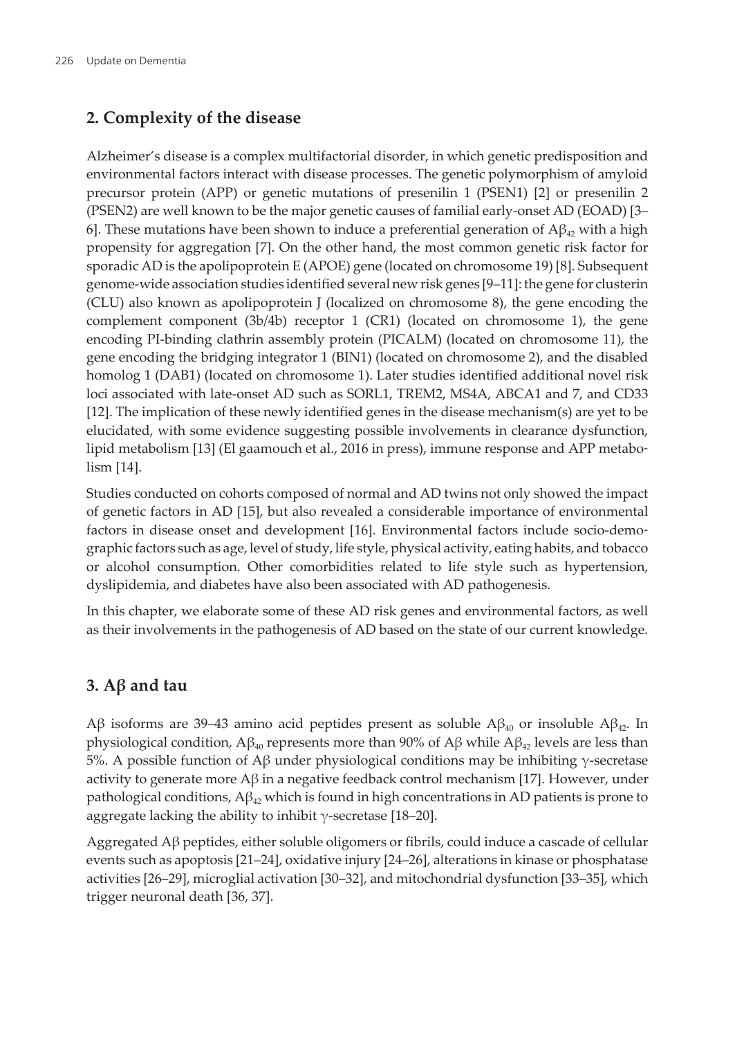## 2. Complexity of the disease

Alzheimer's disease is a complex multifactorial disorder, in which genetic predisposition and environmental factors interact with disease processes. The genetic polymorphism of amyloid precursor protein (APP) or genetic mutations of presenilin 1 (PSEN1) [2] or presenilin 2 (PSEN2) are well known to be the major genetic causes of familial early-onset AD (EOAD) [3–6]. These mutations have been shown to induce a preferential generation of $A\beta_{42}$ with a high propensity for aggregation [7]. On the other hand, the most common genetic risk factor for sporadic AD is the apolipoprotein E (APOE) gene (located on chromosome 19) [8]. Subsequent genome-wide association studies identified several new risk genes [9–11]: the gene for clusterin (CLU) also known as apolipoprotein J (localized on chromosome 8), the gene encoding the complement component (3b/4b) receptor 1 (CR1) (located on chromosome 1), the gene encoding PI-binding clathrin assembly protein (PICALM) (located on chromosome 11), the gene encoding the bridging integrator 1 (BIN1) (located on chromosome 2), and the disabled homolog 1 (DAB1) (located on chromosome 1). Later studies identified additional novel risk loci associated with late-onset AD such as SORL1, TREM2, MS4A, ABCA1 and 7, and CD33 [12]. The implication of these newly identified genes in the disease mechanism(s) are yet to be elucidated, with some evidence suggesting possible involvements in clearance dysfunction, lipid metabolism [13] (El gaamouch et al., 2016 in press), immune response and APP metabolism [14].

Studies conducted on cohorts composed of normal and AD twins not only showed the impact of genetic factors in AD [15], but also revealed a considerable importance of environmental factors in disease onset and development [16]. Environmental factors include socio-demographic factors such as age, level of study, life style, physical activity, eating habits, and tobacco or alcohol consumption. Other comorbidities related to life style such as hypertension, dyslipidemia, and diabetes have also been associated with AD pathogenesis.

In this chapter, we elaborate some of these AD risk genes and environmental factors, as well as their involvements in the pathogenesis of AD based on the state of our current knowledge.

## 3. Aβ and tau

Aβ isoforms are 39–43 amino acid peptides present as soluble $A\beta_{40}$ or insoluble $A\beta_{42}$. In physiological condition, $A\beta_{40}$ represents more than 90% of Aβ while $A\beta_{42}$ levels are less than 5%. A possible function of Aβ under physiological conditions may be inhibiting $\gamma$-secretase activity to generate more Aβ in a negative feedback control mechanism [17]. However, under pathological conditions, $A\beta_{42}$ which is found in high concentrations in AD patients is prone to aggregate lacking the ability to inhibit $\gamma$-secretase [18–20].

Aggregated Aβ peptides, either soluble oligomers or fibrils, could induce a cascade of cellular events such as apoptosis [21–24], oxidative injury [24–26], alterations in kinase or phosphatase activities [26–29], microglial activation [30–32], and mitochondrial dysfunction [33–35], which trigger neuronal death [36, 37].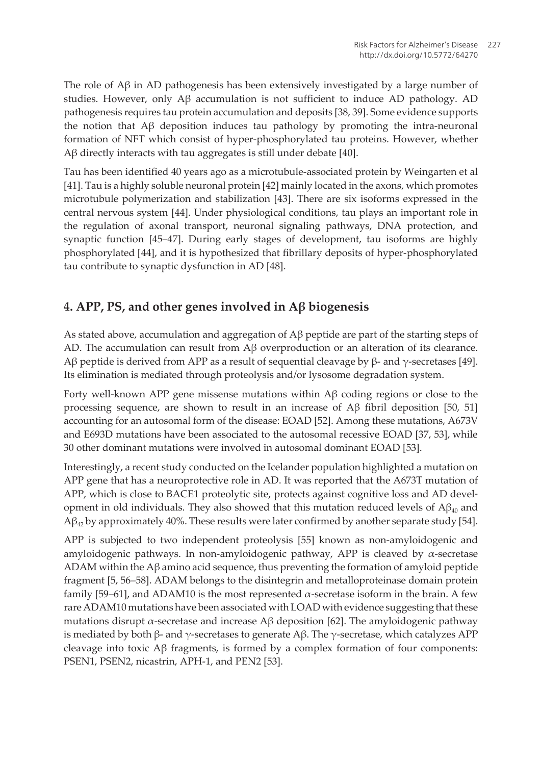The role of Aβ in AD pathogenesis has been extensively investigated by a large number of studies. However, only Aβ accumulation is not sufficient to induce AD pathology. AD pathogenesis requires tau protein accumulation and deposits [38, 39]. Some evidence supports the notion that Aβ deposition induces tau pathology by promoting the intra-neuronal formation of NFT which consist of hyper-phosphorylated tau proteins. However, whether Aβ directly interacts with tau aggregates is still under debate [40].

Tau has been identified 40 years ago as a microtubule-associated protein by Weingarten et al [41]. Tau is a highly soluble neuronal protein [42] mainly located in the axons, which promotes microtubule polymerization and stabilization [43]. There are six isoforms expressed in the central nervous system [44]. Under physiological conditions, tau plays an important role in the regulation of axonal transport, neuronal signaling pathways, DNA protection, and synaptic function [45–47]. During early stages of development, tau isoforms are highly phosphorylated [44], and it is hypothesized that fibrillary deposits of hyper-phosphorylated tau contribute to synaptic dysfunction in AD [48].

## 4. APP, PS, and other genes involved in Aβ biogenesis

As stated above, accumulation and aggregation of Aβ peptide are part of the starting steps of AD. The accumulation can result from Aβ overproduction or an alteration of its clearance. Aβ peptide is derived from APP as a result of sequential cleavage by β- and γ-secretases [49]. Its elimination is mediated through proteolysis and/or lysosome degradation system.

Forty well-known APP gene missense mutations within Aβ coding regions or close to the processing sequence, are shown to result in an increase of Aβ fibril deposition [50, 51] accounting for an autosomal form of the disease: EOAD [52]. Among these mutations, A673V and E693D mutations have been associated to the autosomal recessive EOAD [37, 53], while 30 other dominant mutations were involved in autosomal dominant EOAD [53].

Interestingly, a recent study conducted on the Icelander population highlighted a mutation on APP gene that has a neuroprotective role in AD. It was reported that the A673T mutation of APP, which is close to BACE1 proteolytic site, protects against cognitive loss and AD development in old individuals. They also showed that this mutation reduced levels of $A\beta_{40}$ and $A\beta_{42}$ by approximately 40%. These results were later confirmed by another separate study [54].

APP is subjected to two independent proteolysis [55] known as non-amyloidogenic and amyloidogenic pathways. In non-amyloidogenic pathway, APP is cleaved by α-secretase ADAM within the Aβ amino acid sequence, thus preventing the formation of amyloid peptide fragment [5, 56–58]. ADAM belongs to the disintegrin and metalloproteinase domain protein family [59–61], and ADAM10 is the most represented α-secretase isoform in the brain. A few rare ADAM10 mutations have been associated with LOAD with evidence suggesting that these mutations disrupt α-secretase and increase Aβ deposition [62]. The amyloidogenic pathway is mediated by both β- and γ-secretases to generate Aβ. The γ-secretase, which catalyzes APP cleavage into toxic Aβ fragments, is formed by a complex formation of four components: PSEN1, PSEN2, nicastrin, APH-1, and PEN2 [53].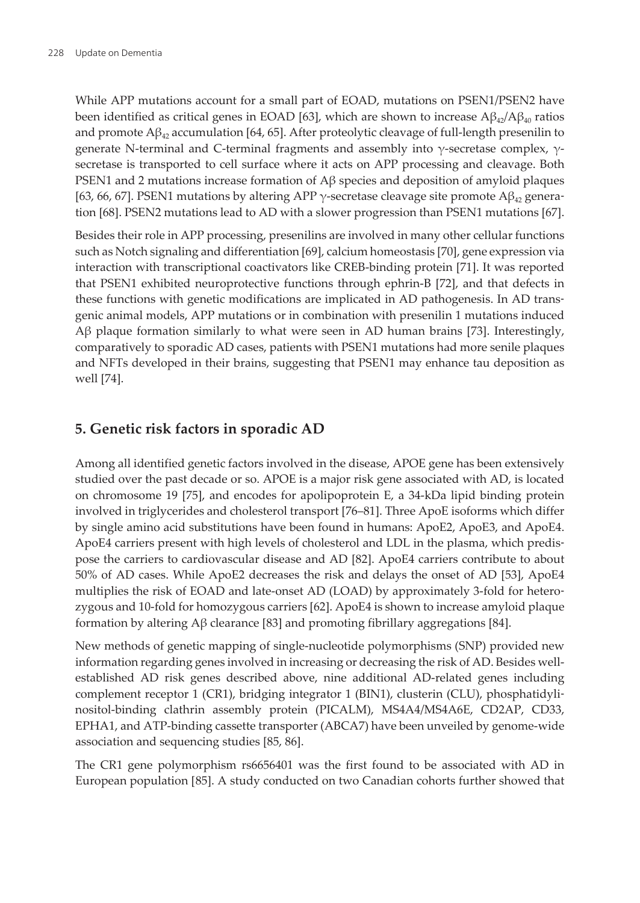While APP mutations account for a small part of EOAD, mutations on PSEN1/PSEN2 have been identified as critical genes in EOAD [63], which are shown to increase $A\beta_{42}/A\beta_{40}$ ratios and promote $A\beta_{42}$ accumulation [64, 65]. After proteolytic cleavage of full-length presenilin to generate N-terminal and C-terminal fragments and assembly into γ-secretase complex, γ-secretase is transported to cell surface where it acts on APP processing and cleavage. Both PSEN1 and 2 mutations increase formation of Aβ species and deposition of amyloid plaques [63, 66, 67]. PSEN1 mutations by altering APP γ-secretase cleavage site promote $A\beta_{42}$ generation [68]. PSEN2 mutations lead to AD with a slower progression than PSEN1 mutations [67].

Besides their role in APP processing, presenilins are involved in many other cellular functions such as Notch signaling and differentiation [69], calcium homeostasis [70], gene expression via interaction with transcriptional coactivators like CREB-binding protein [71]. It was reported that PSEN1 exhibited neuroprotective functions through ephrin-B [72], and that defects in these functions with genetic modifications are implicated in AD pathogenesis. In AD transgenic animal models, APP mutations or in combination with presenilin 1 mutations induced Aβ plaque formation similarly to what were seen in AD human brains [73]. Interestingly, comparatively to sporadic AD cases, patients with PSEN1 mutations had more senile plaques and NFTs developed in their brains, suggesting that PSEN1 may enhance tau deposition as well [74].

## 5. Genetic risk factors in sporadic AD

Among all identified genetic factors involved in the disease, APOE gene has been extensively studied over the past decade or so. APOE is a major risk gene associated with AD, is located on chromosome 19 [75], and encodes for apolipoprotein E, a 34-kDa lipid binding protein involved in triglycerides and cholesterol transport [76–81]. Three ApoE isoforms which differ by single amino acid substitutions have been found in humans: ApoE2, ApoE3, and ApoE4. ApoE4 carriers present with high levels of cholesterol and LDL in the plasma, which predispose the carriers to cardiovascular disease and AD [82]. ApoE4 carriers contribute to about 50% of AD cases. While ApoE2 decreases the risk and delays the onset of AD [53], ApoE4 multiplies the risk of EOAD and late-onset AD (LOAD) by approximately 3-fold for heterozygous and 10-fold for homozygous carriers [62]. ApoE4 is shown to increase amyloid plaque formation by altering Aβ clearance [83] and promoting fibrillary aggregations [84].

New methods of genetic mapping of single-nucleotide polymorphisms (SNP) provided new information regarding genes involved in increasing or decreasing the risk of AD. Besides well-established AD risk genes described above, nine additional AD-related genes including complement receptor 1 (CR1), bridging integrator 1 (BIN1), clusterin (CLU), phosphatidylinositol-binding clathrin assembly protein (PICALM), MS4A4/MS4A6E, CD2AP, CD33, EPHA1, and ATP-binding cassette transporter (ABCA7) have been unveiled by genome-wide association and sequencing studies [85, 86].

The CR1 gene polymorphism rs6656401 was the first found to be associated with AD in European population [85]. A study conducted on two Canadian cohorts further showed that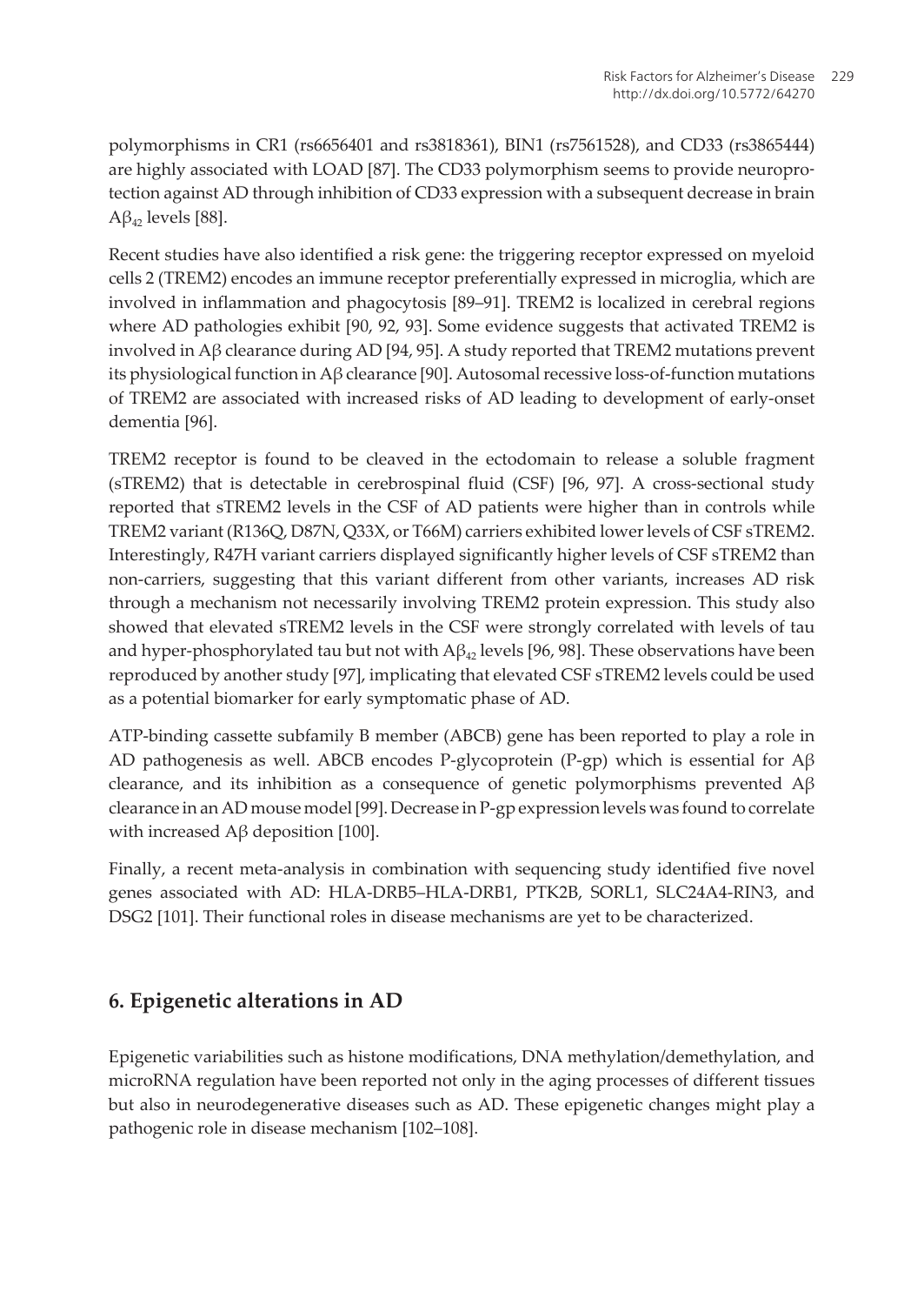polymorphisms in CR1 (rs6656401 and rs3818361), BIN1 (rs7561528), and CD33 (rs3865444) are highly associated with LOAD [87]. The CD33 polymorphism seems to provide neuroprotection against AD through inhibition of CD33 expression with a subsequent decrease in brain $A\beta_{42}$ levels [88].

Recent studies have also identified a risk gene: the triggering receptor expressed on myeloid cells 2 (TREM2) encodes an immune receptor preferentially expressed in microglia, which are involved in inflammation and phagocytosis [89–91]. TREM2 is localized in cerebral regions where AD pathologies exhibit [90, 92, 93]. Some evidence suggests that activated TREM2 is involved in Aβ clearance during AD [94, 95]. A study reported that TREM2 mutations prevent its physiological function in Aβ clearance [90]. Autosomal recessive loss-of-function mutations of TREM2 are associated with increased risks of AD leading to development of early-onset dementia [96].

TREM2 receptor is found to be cleaved in the ectodomain to release a soluble fragment (sTREM2) that is detectable in cerebrospinal fluid (CSF) [96, 97]. A cross-sectional study reported that sTREM2 levels in the CSF of AD patients were higher than in controls while TREM2 variant (R136Q, D87N, Q33X, or T66M) carriers exhibited lower levels of CSF sTREM2. Interestingly, R47H variant carriers displayed significantly higher levels of CSF sTREM2 than non-carriers, suggesting that this variant different from other variants, increases AD risk through a mechanism not necessarily involving TREM2 protein expression. This study also showed that elevated sTREM2 levels in the CSF were strongly correlated with levels of tau and hyper-phosphorylated tau but not with $A\beta_{42}$ levels [96, 98]. These observations have been reproduced by another study [97], implicating that elevated CSF sTREM2 levels could be used as a potential biomarker for early symptomatic phase of AD.

ATP-binding cassette subfamily B member (ABCB) gene has been reported to play a role in AD pathogenesis as well. ABCB encodes P-glycoprotein (P-gp) which is essential for Aβ clearance, and its inhibition as a consequence of genetic polymorphisms prevented Aβ clearance in an AD mouse model [99]. Decrease in P-gp expression levels was found to correlate with increased Aβ deposition [100].

Finally, a recent meta-analysis in combination with sequencing study identified five novel genes associated with AD: HLA-DRB5–HLA-DRB1, PTK2B, SORL1, SLC24A4-RIN3, and DSG2 [101]. Their functional roles in disease mechanisms are yet to be characterized.

## 6. Epigenetic alterations in AD

Epigenetic variabilities such as histone modifications, DNA methylation/demethylation, and microRNA regulation have been reported not only in the aging processes of different tissues but also in neurodegenerative diseases such as AD. These epigenetic changes might play a pathogenic role in disease mechanism [102–108].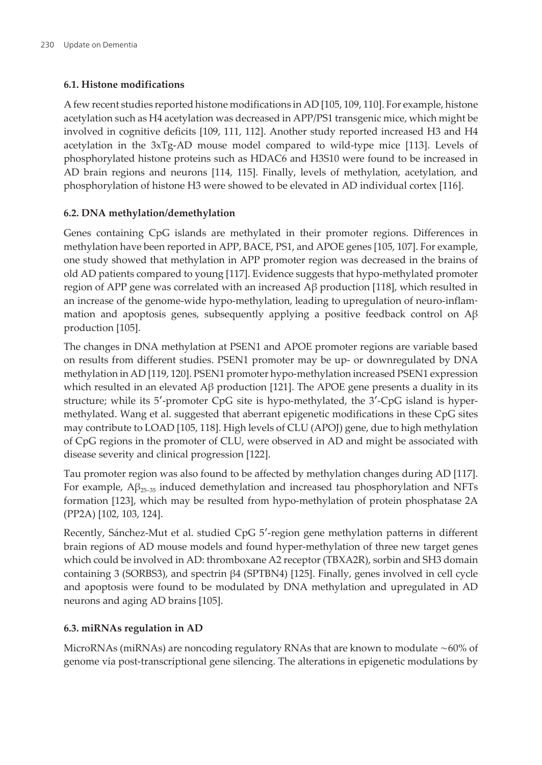### 6.1. Histone modifications

A few recent studies reported histone modifications in AD [105, 109, 110]. For example, histone acetylation such as H4 acetylation was decreased in APP/PS1 transgenic mice, which might be involved in cognitive deficits [109, 111, 112]. Another study reported increased H3 and H4 acetylation in the 3xTg-AD mouse model compared to wild-type mice [113]. Levels of phosphorylated histone proteins such as HDAC6 and H3S10 were found to be increased in AD brain regions and neurons [114, 115]. Finally, levels of methylation, acetylation, and phosphorylation of histone H3 were showed to be elevated in AD individual cortex [116].

### 6.2. DNA methylation/demethylation

Genes containing CpG islands are methylated in their promoter regions. Differences in methylation have been reported in APP, BACE, PS1, and APOE genes [105, 107]. For example, one study showed that methylation in APP promoter region was decreased in the brains of old AD patients compared to young [117]. Evidence suggests that hypo-methylated promoter region of APP gene was correlated with an increased Aβ production [118], which resulted in an increase of the genome-wide hypo-methylation, leading to upregulation of neuro-inflammation and apoptosis genes, subsequently applying a positive feedback control on Aβ production [105].

The changes in DNA methylation at PSEN1 and APOE promoter regions are variable based on results from different studies. PSEN1 promoter may be up- or downregulated by DNA methylation in AD [119, 120]. PSEN1 promoter hypo-methylation increased PSEN1 expression which resulted in an elevated Aβ production [121]. The APOE gene presents a duality in its structure; while its 5′-promoter CpG site is hypo-methylated, the 3′-CpG island is hyper-methylated. Wang et al. suggested that aberrant epigenetic modifications in these CpG sites may contribute to LOAD [105, 118]. High levels of CLU (APOJ) gene, due to high methylation of CpG regions in the promoter of CLU, were observed in AD and might be associated with disease severity and clinical progression [122].

Tau promoter region was also found to be affected by methylation changes during AD [117]. For example, $A\beta_{25-35}$ induced demethylation and increased tau phosphorylation and NFTs formation [123], which may be resulted from hypo-methylation of protein phosphatase 2A (PP2A) [102, 103, 124].

Recently, Sánchez-Mut et al. studied CpG 5′-region gene methylation patterns in different brain regions of AD mouse models and found hyper-methylation of three new target genes which could be involved in AD: thromboxane A2 receptor (TBXA2R), sorbin and SH3 domain containing 3 (SORBS3), and spectrin β4 (SPTBN4) [125]. Finally, genes involved in cell cycle and apoptosis were found to be modulated by DNA methylation and upregulated in AD neurons and aging AD brains [105].

### 6.3. miRNAs regulation in AD

MicroRNAs (miRNAs) are noncoding regulatory RNAs that are known to modulate ~60% of genome via post-transcriptional gene silencing. The alterations in epigenetic modulations by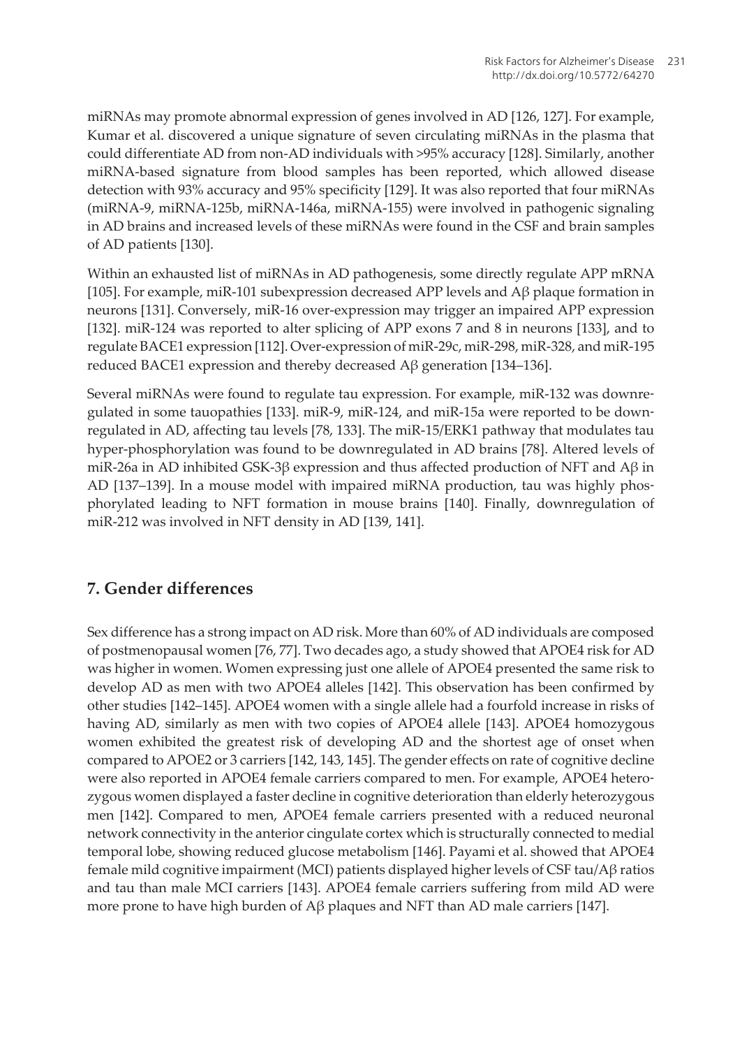miRNAs may promote abnormal expression of genes involved in AD [126, 127]. For example, Kumar et al. discovered a unique signature of seven circulating miRNAs in the plasma that could differentiate AD from non-AD individuals with >95% accuracy [128]. Similarly, another miRNA-based signature from blood samples has been reported, which allowed disease detection with 93% accuracy and 95% specificity [129]. It was also reported that four miRNAs (miRNA-9, miRNA-125b, miRNA-146a, miRNA-155) were involved in pathogenic signaling in AD brains and increased levels of these miRNAs were found in the CSF and brain samples of AD patients [130].

Within an exhausted list of miRNAs in AD pathogenesis, some directly regulate APP mRNA [105]. For example, miR-101 subexpression decreased APP levels and Aβ plaque formation in neurons [131]. Conversely, miR-16 over-expression may trigger an impaired APP expression [132]. miR-124 was reported to alter splicing of APP exons 7 and 8 in neurons [133], and to regulate BACE1 expression [112]. Over-expression of miR-29c, miR-298, miR-328, and miR-195 reduced BACE1 expression and thereby decreased Aβ generation [134–136].

Several miRNAs were found to regulate tau expression. For example, miR-132 was downregulated in some tauopathies [133]. miR-9, miR-124, and miR-15a were reported to be downregulated in AD, affecting tau levels [78, 133]. The miR-15/ERK1 pathway that modulates tau hyper-phosphorylation was found to be downregulated in AD brains [78]. Altered levels of miR-26a in AD inhibited GSK-3β expression and thus affected production of NFT and Aβ in AD [137–139]. In a mouse model with impaired miRNA production, tau was highly phosphorylated leading to NFT formation in mouse brains [140]. Finally, downregulation of miR-212 was involved in NFT density in AD [139, 141].

## 7. Gender differences

Sex difference has a strong impact on AD risk. More than 60% of AD individuals are composed of postmenopausal women [76, 77]. Two decades ago, a study showed that APOE4 risk for AD was higher in women. Women expressing just one allele of APOE4 presented the same risk to develop AD as men with two APOE4 alleles [142]. This observation has been confirmed by other studies [142–145]. APOE4 women with a single allele had a fourfold increase in risks of having AD, similarly as men with two copies of APOE4 allele [143]. APOE4 homozygous women exhibited the greatest risk of developing AD and the shortest age of onset when compared to APOE2 or 3 carriers [142, 143, 145]. The gender effects on rate of cognitive decline were also reported in APOE4 female carriers compared to men. For example, APOE4 heterozygous women displayed a faster decline in cognitive deterioration than elderly heterozygous men [142]. Compared to men, APOE4 female carriers presented with a reduced neuronal network connectivity in the anterior cingulate cortex which is structurally connected to medial temporal lobe, showing reduced glucose metabolism [146]. Payami et al. showed that APOE4 female mild cognitive impairment (MCI) patients displayed higher levels of CSF tau/Aβ ratios and tau than male MCI carriers [143]. APOE4 female carriers suffering from mild AD were more prone to have high burden of Aβ plaques and NFT than AD male carriers [147].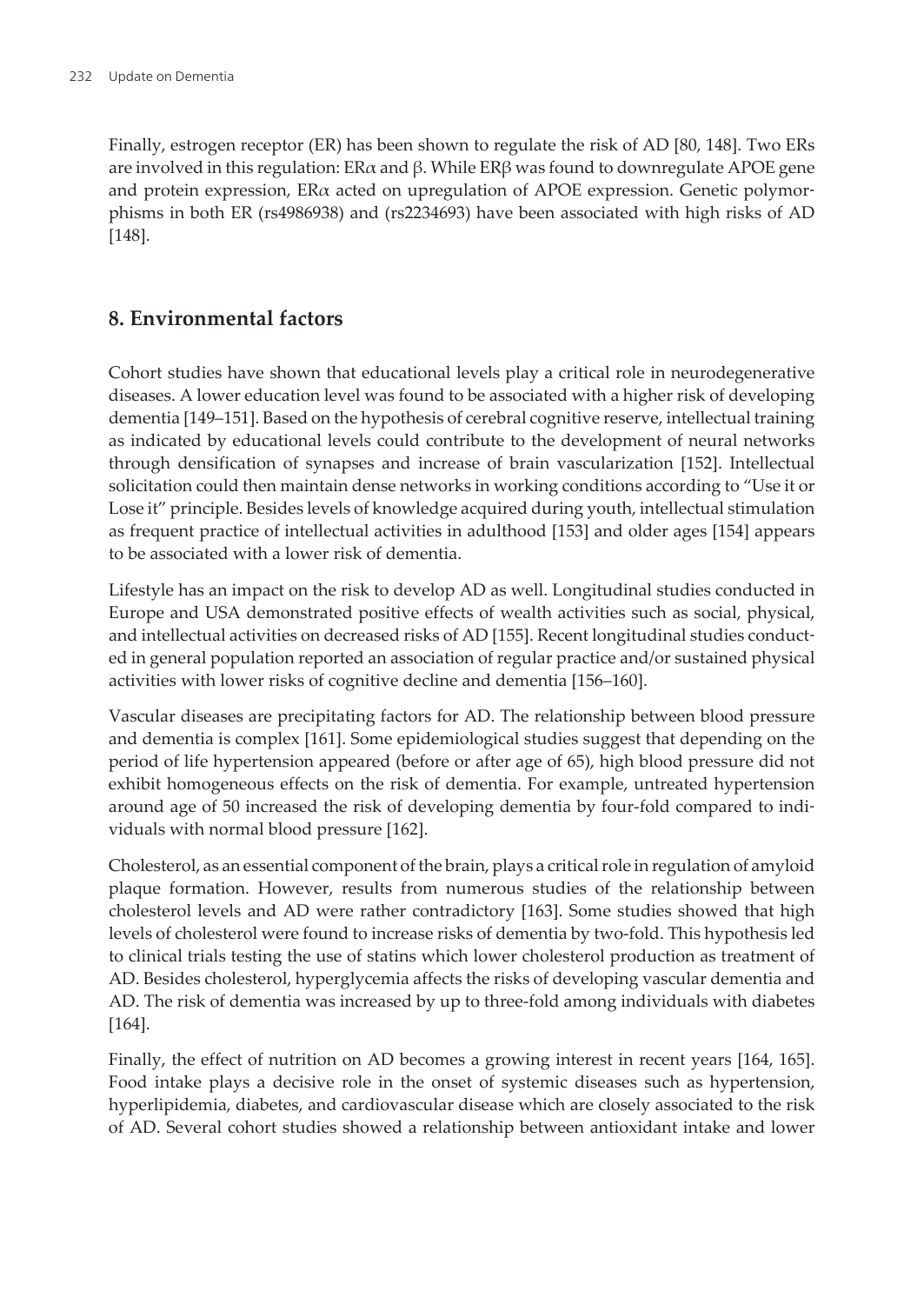Finally, estrogen receptor (ER) has been shown to regulate the risk of AD [80, 148]. Two ERs are involved in this regulation: ER$\alpha$ and $\beta$. While ER$\beta$ was found to downregulate APOE gene and protein expression, ER$\alpha$ acted on upregulation of APOE expression. Genetic polymorphisms in both ER (rs4986938) and (rs2234693) have been associated with high risks of AD [148].

## 8. Environmental factors

Cohort studies have shown that educational levels play a critical role in neurodegenerative diseases. A lower education level was found to be associated with a higher risk of developing dementia [149–151]. Based on the hypothesis of cerebral cognitive reserve, intellectual training as indicated by educational levels could contribute to the development of neural networks through densification of synapses and increase of brain vascularization [152]. Intellectual solicitation could then maintain dense networks in working conditions according to "Use it or Lose it" principle. Besides levels of knowledge acquired during youth, intellectual stimulation as frequent practice of intellectual activities in adulthood [153] and older ages [154] appears to be associated with a lower risk of dementia.

Lifestyle has an impact on the risk to develop AD as well. Longitudinal studies conducted in Europe and USA demonstrated positive effects of wealth activities such as social, physical, and intellectual activities on decreased risks of AD [155]. Recent longitudinal studies conducted in general population reported an association of regular practice and/or sustained physical activities with lower risks of cognitive decline and dementia [156–160].

Vascular diseases are precipitating factors for AD. The relationship between blood pressure and dementia is complex [161]. Some epidemiological studies suggest that depending on the period of life hypertension appeared (before or after age of 65), high blood pressure did not exhibit homogeneous effects on the risk of dementia. For example, untreated hypertension around age of 50 increased the risk of developing dementia by four-fold compared to individuals with normal blood pressure [162].

Cholesterol, as an essential component of the brain, plays a critical role in regulation of amyloid plaque formation. However, results from numerous studies of the relationship between cholesterol levels and AD were rather contradictory [163]. Some studies showed that high levels of cholesterol were found to increase risks of dementia by two-fold. This hypothesis led to clinical trials testing the use of statins which lower cholesterol production as treatment of AD. Besides cholesterol, hyperglycemia affects the risks of developing vascular dementia and AD. The risk of dementia was increased by up to three-fold among individuals with diabetes [164].

Finally, the effect of nutrition on AD becomes a growing interest in recent years [164, 165]. Food intake plays a decisive role in the onset of systemic diseases such as hypertension, hyperlipidemia, diabetes, and cardiovascular disease which are closely associated to the risk of AD. Several cohort studies showed a relationship between antioxidant intake and lower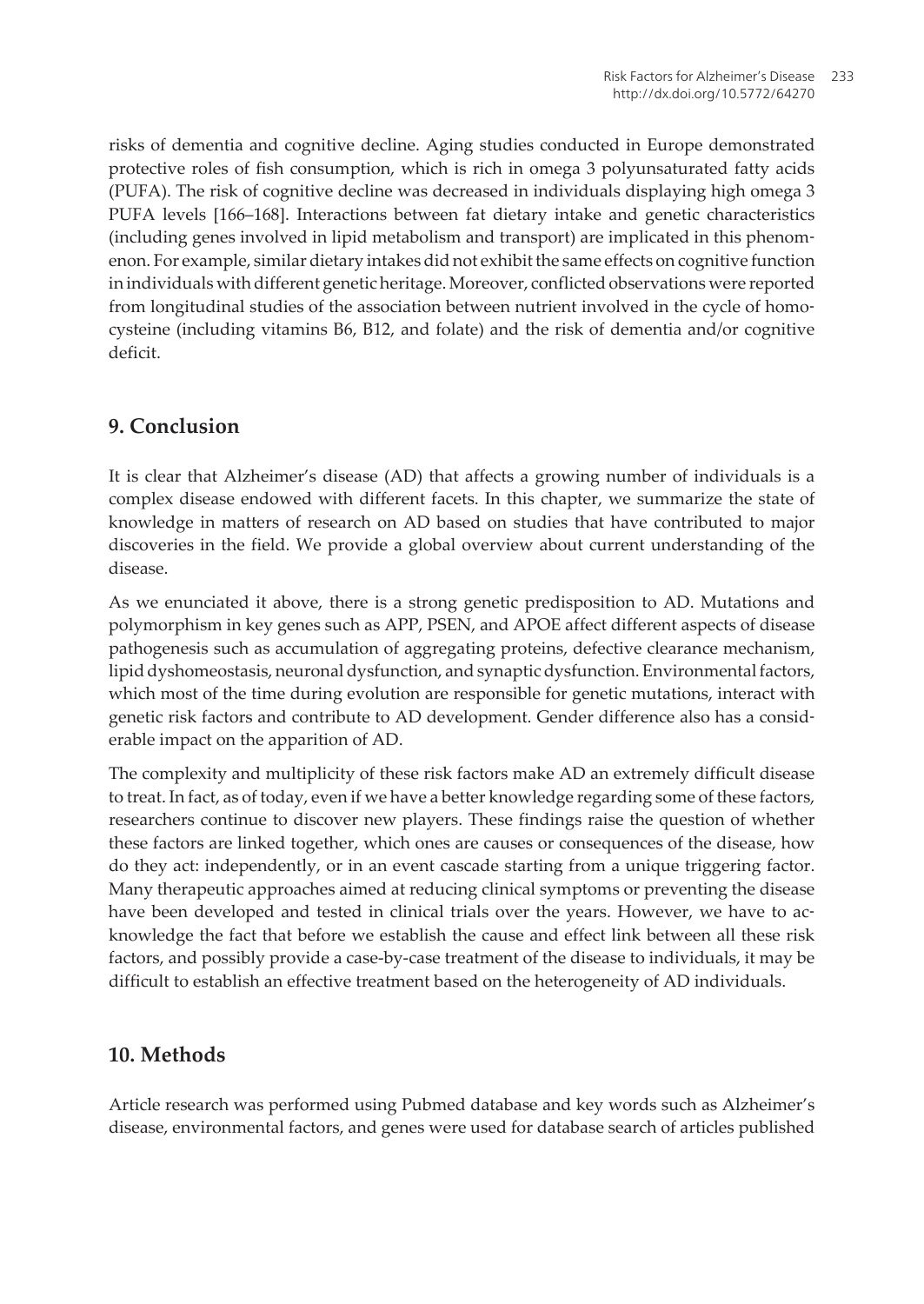risks of dementia and cognitive decline. Aging studies conducted in Europe demonstrated protective roles of fish consumption, which is rich in omega 3 polyunsaturated fatty acids (PUFA). The risk of cognitive decline was decreased in individuals displaying high omega 3 PUFA levels [166–168]. Interactions between fat dietary intake and genetic characteristics (including genes involved in lipid metabolism and transport) are implicated in this phenomenon. For example, similar dietary intakes did not exhibit the same effects on cognitive function in individuals with different genetic heritage. Moreover, conflicted observations were reported from longitudinal studies of the association between nutrient involved in the cycle of homocysteine (including vitamins B6, B12, and folate) and the risk of dementia and/or cognitive deficit.

## 9. Conclusion

It is clear that Alzheimer's disease (AD) that affects a growing number of individuals is a complex disease endowed with different facets. In this chapter, we summarize the state of knowledge in matters of research on AD based on studies that have contributed to major discoveries in the field. We provide a global overview about current understanding of the disease.

As we enunciated it above, there is a strong genetic predisposition to AD. Mutations and polymorphism in key genes such as APP, PSEN, and APOE affect different aspects of disease pathogenesis such as accumulation of aggregating proteins, defective clearance mechanism, lipid dyshomeostasis, neuronal dysfunction, and synaptic dysfunction. Environmental factors, which most of the time during evolution are responsible for genetic mutations, interact with genetic risk factors and contribute to AD development. Gender difference also has a considerable impact on the apparition of AD.

The complexity and multiplicity of these risk factors make AD an extremely difficult disease to treat. In fact, as of today, even if we have a better knowledge regarding some of these factors, researchers continue to discover new players. These findings raise the question of whether these factors are linked together, which ones are causes or consequences of the disease, how do they act: independently, or in an event cascade starting from a unique triggering factor. Many therapeutic approaches aimed at reducing clinical symptoms or preventing the disease have been developed and tested in clinical trials over the years. However, we have to acknowledge the fact that before we establish the cause and effect link between all these risk factors, and possibly provide a case-by-case treatment of the disease to individuals, it may be difficult to establish an effective treatment based on the heterogeneity of AD individuals.

## 10. Methods

Article research was performed using Pubmed database and key words such as Alzheimer's disease, environmental factors, and genes were used for database search of articles published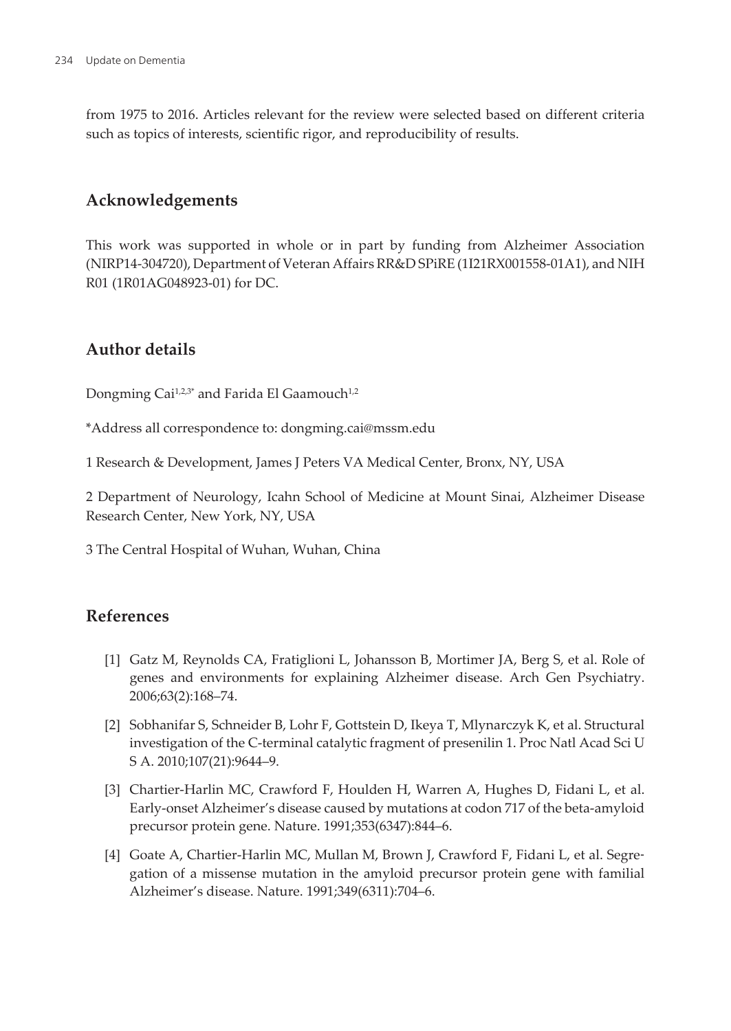from 1975 to 2016. Articles relevant for the review were selected based on different criteria such as topics of interests, scientific rigor, and reproducibility of results.

## Acknowledgements

This work was supported in whole or in part by funding from Alzheimer Association (NIRP14-304720), Department of Veteran Affairs RR&D SPiRE (1I21RX001558-01A1), and NIH R01 (1R01AG048923-01) for DC.

## Author details

Dongming Cai[1,2,3*] and Farida El Gaamouch[1,2]

*Address all correspondence to: dongming.cai@mssm.edu

1 Research & Development, James J Peters VA Medical Center, Bronx, NY, USA

2 Department of Neurology, Icahn School of Medicine at Mount Sinai, Alzheimer Disease Research Center, New York, NY, USA

3 The Central Hospital of Wuhan, Wuhan, China

## References

[1] Gatz M, Reynolds CA, Fratiglioni L, Johansson B, Mortimer JA, Berg S, et al. Role of genes and environments for explaining Alzheimer disease. Arch Gen Psychiatry. 2006;63(2):168–74.

[2] Sobhanifar S, Schneider B, Lohr F, Gottstein D, Ikeya T, Mlynarczyk K, et al. Structural investigation of the C-terminal catalytic fragment of presenilin 1. Proc Natl Acad Sci U S A. 2010;107(21):9644–9.

[3] Chartier-Harlin MC, Crawford F, Houlden H, Warren A, Hughes D, Fidani L, et al. Early-onset Alzheimer's disease caused by mutations at codon 717 of the beta-amyloid precursor protein gene. Nature. 1991;353(6347):844–6.

[4] Goate A, Chartier-Harlin MC, Mullan M, Brown J, Crawford F, Fidani L, et al. Segregation of a missense mutation in the amyloid precursor protein gene with familial Alzheimer's disease. Nature. 1991;349(6311):704–6.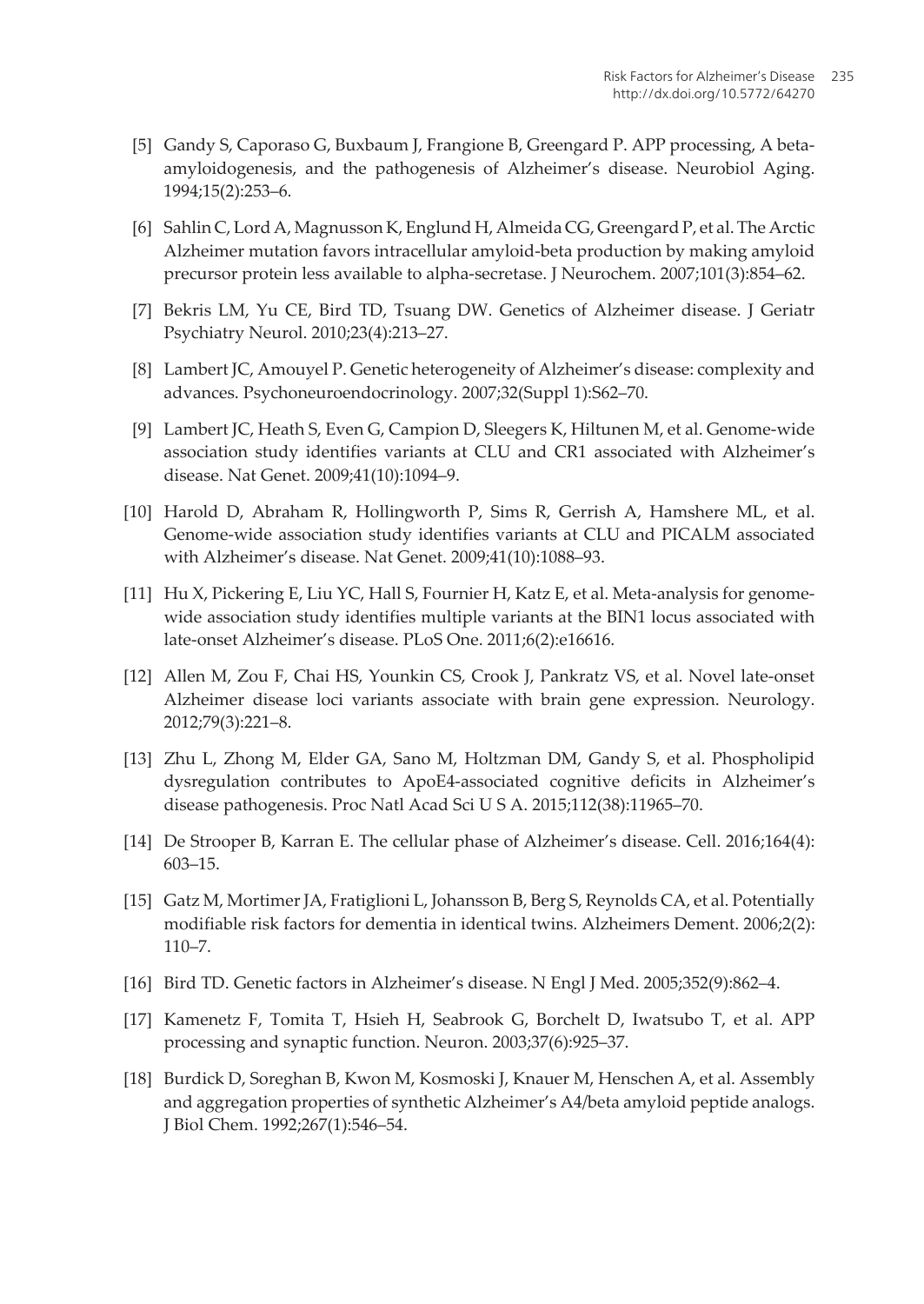[5] Gandy S, Caporaso G, Buxbaum J, Frangione B, Greengard P. APP processing, A beta-amyloidogenesis, and the pathogenesis of Alzheimer's disease. Neurobiol Aging. 1994;15(2):253–6.

[6] Sahlin C, Lord A, Magnusson K, Englund H, Almeida CG, Greengard P, et al. The Arctic Alzheimer mutation favors intracellular amyloid-beta production by making amyloid precursor protein less available to alpha-secretase. J Neurochem. 2007;101(3):854–62.

[7] Bekris LM, Yu CE, Bird TD, Tsuang DW. Genetics of Alzheimer disease. J Geriatr Psychiatry Neurol. 2010;23(4):213–27.

[8] Lambert JC, Amouyel P. Genetic heterogeneity of Alzheimer's disease: complexity and advances. Psychoneuroendocrinology. 2007;32(Suppl 1):S62–70.

[9] Lambert JC, Heath S, Even G, Campion D, Sleegers K, Hiltunen M, et al. Genome-wide association study identifies variants at CLU and CR1 associated with Alzheimer's disease. Nat Genet. 2009;41(10):1094–9.

[10] Harold D, Abraham R, Hollingworth P, Sims R, Gerrish A, Hamshere ML, et al. Genome-wide association study identifies variants at CLU and PICALM associated with Alzheimer's disease. Nat Genet. 2009;41(10):1088–93.

[11] Hu X, Pickering E, Liu YC, Hall S, Fournier H, Katz E, et al. Meta-analysis for genome-wide association study identifies multiple variants at the BIN1 locus associated with late-onset Alzheimer's disease. PLoS One. 2011;6(2):e16616.

[12] Allen M, Zou F, Chai HS, Younkin CS, Crook J, Pankratz VS, et al. Novel late-onset Alzheimer disease loci variants associate with brain gene expression. Neurology. 2012;79(3):221–8.

[13] Zhu L, Zhong M, Elder GA, Sano M, Holtzman DM, Gandy S, et al. Phospholipid dysregulation contributes to ApoE4-associated cognitive deficits in Alzheimer's disease pathogenesis. Proc Natl Acad Sci U S A. 2015;112(38):11965–70.

[14] De Strooper B, Karran E. The cellular phase of Alzheimer's disease. Cell. 2016;164(4): 603–15.

[15] Gatz M, Mortimer JA, Fratiglioni L, Johansson B, Berg S, Reynolds CA, et al. Potentially modifiable risk factors for dementia in identical twins. Alzheimers Dement. 2006;2(2): 110–7.

[16] Bird TD. Genetic factors in Alzheimer's disease. N Engl J Med. 2005;352(9):862–4.

[17] Kamenetz F, Tomita T, Hsieh H, Seabrook G, Borchelt D, Iwatsubo T, et al. APP processing and synaptic function. Neuron. 2003;37(6):925–37.

[18] Burdick D, Soreghan B, Kwon M, Kosmoski J, Knauer M, Henschen A, et al. Assembly and aggregation properties of synthetic Alzheimer's A4/beta amyloid peptide analogs. J Biol Chem. 1992;267(1):546–54.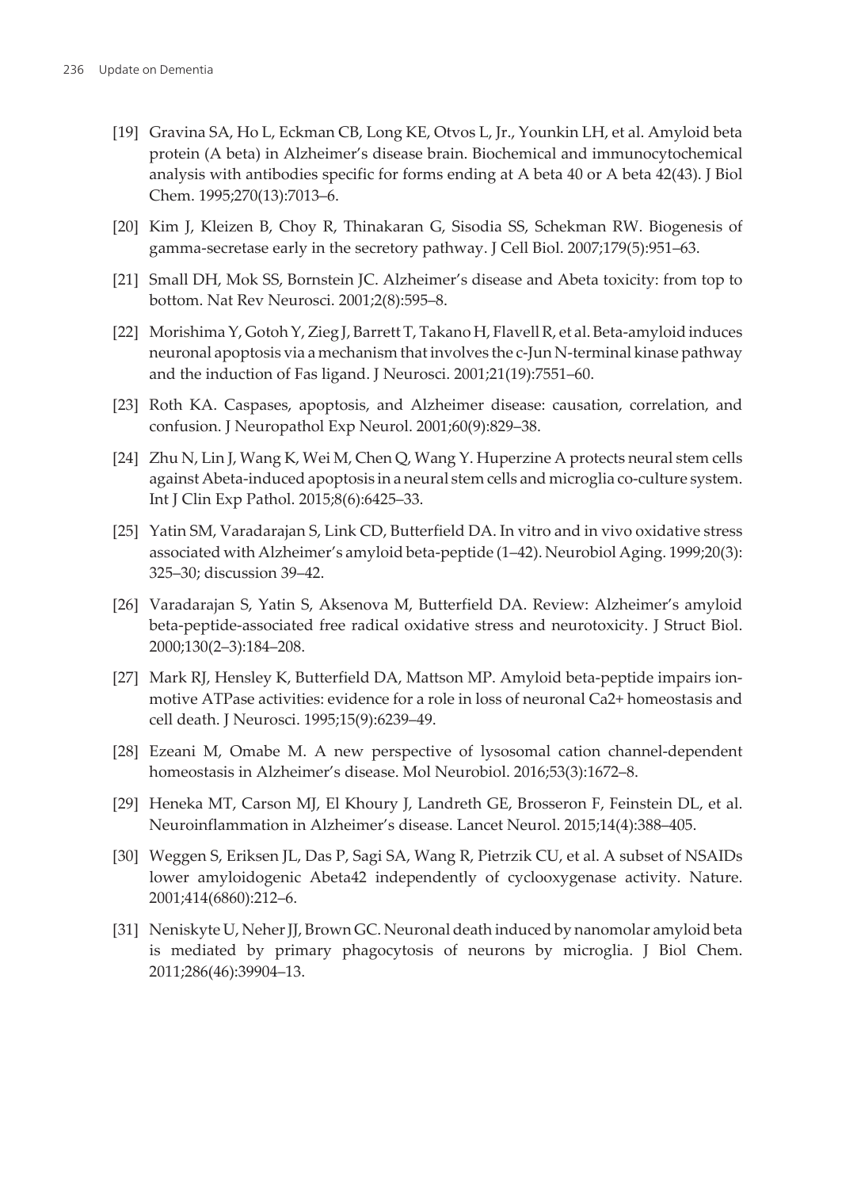[19] Gravina SA, Ho L, Eckman CB, Long KE, Otvos L, Jr., Younkin LH, et al. Amyloid beta protein (A beta) in Alzheimer's disease brain. Biochemical and immunocytochemical analysis with antibodies specific for forms ending at A beta 40 or A beta 42(43). J Biol Chem. 1995;270(13):7013–6.

[20] Kim J, Kleizen B, Choy R, Thinakaran G, Sisodia SS, Schekman RW. Biogenesis of gamma-secretase early in the secretory pathway. J Cell Biol. 2007;179(5):951–63.

[21] Small DH, Mok SS, Bornstein JC. Alzheimer's disease and Abeta toxicity: from top to bottom. Nat Rev Neurosci. 2001;2(8):595–8.

[22] Morishima Y, Gotoh Y, Zieg J, Barrett T, Takano H, Flavell R, et al. Beta-amyloid induces neuronal apoptosis via a mechanism that involves the c-Jun N-terminal kinase pathway and the induction of Fas ligand. J Neurosci. 2001;21(19):7551–60.

[23] Roth KA. Caspases, apoptosis, and Alzheimer disease: causation, correlation, and confusion. J Neuropathol Exp Neurol. 2001;60(9):829–38.

[24] Zhu N, Lin J, Wang K, Wei M, Chen Q, Wang Y. Huperzine A protects neural stem cells against Abeta-induced apoptosis in a neural stem cells and microglia co-culture system. Int J Clin Exp Pathol. 2015;8(6):6425–33.

[25] Yatin SM, Varadarajan S, Link CD, Butterfield DA. In vitro and in vivo oxidative stress associated with Alzheimer's amyloid beta-peptide (1–42). Neurobiol Aging. 1999;20(3): 325–30; discussion 39–42.

[26] Varadarajan S, Yatin S, Aksenova M, Butterfield DA. Review: Alzheimer's amyloid beta-peptide-associated free radical oxidative stress and neurotoxicity. J Struct Biol. 2000;130(2–3):184–208.

[27] Mark RJ, Hensley K, Butterfield DA, Mattson MP. Amyloid beta-peptide impairs ion-motive ATPase activities: evidence for a role in loss of neuronal Ca2+ homeostasis and cell death. J Neurosci. 1995;15(9):6239–49.

[28] Ezeani M, Omabe M. A new perspective of lysosomal cation channel-dependent homeostasis in Alzheimer's disease. Mol Neurobiol. 2016;53(3):1672–8.

[29] Heneka MT, Carson MJ, El Khoury J, Landreth GE, Brosseron F, Feinstein DL, et al. Neuroinflammation in Alzheimer's disease. Lancet Neurol. 2015;14(4):388–405.

[30] Weggen S, Eriksen JL, Das P, Sagi SA, Wang R, Pietrzik CU, et al. A subset of NSAIDs lower amyloidogenic Abeta42 independently of cyclooxygenase activity. Nature. 2001;414(6860):212–6.

[31] Neniskyte U, Neher JJ, Brown GC. Neuronal death induced by nanomolar amyloid beta is mediated by primary phagocytosis of neurons by microglia. J Biol Chem. 2011;286(46):39904–13.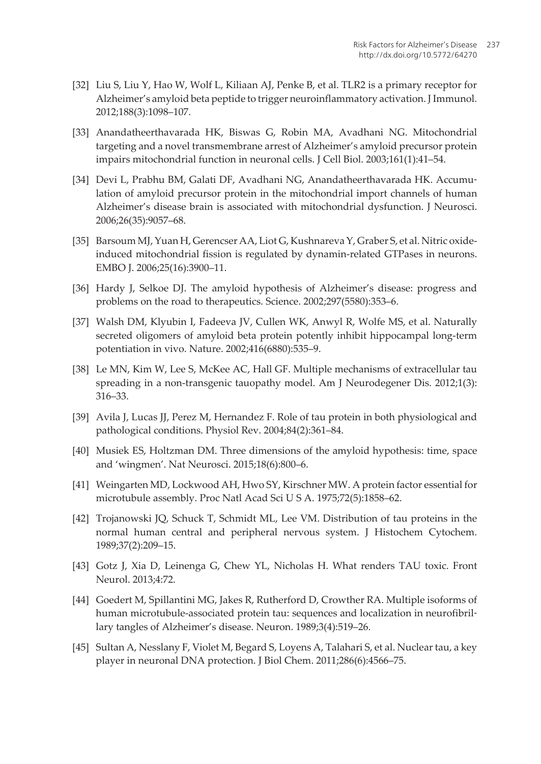[32] Liu S, Liu Y, Hao W, Wolf L, Kiliaan AJ, Penke B, et al. TLR2 is a primary receptor for Alzheimer's amyloid beta peptide to trigger neuroinflammatory activation. J Immunol. 2012;188(3):1098–107.

[33] Anandatheerthavarada HK, Biswas G, Robin MA, Avadhani NG. Mitochondrial targeting and a novel transmembrane arrest of Alzheimer's amyloid precursor protein impairs mitochondrial function in neuronal cells. J Cell Biol. 2003;161(1):41–54.

[34] Devi L, Prabhu BM, Galati DF, Avadhani NG, Anandatheerthavarada HK. Accumulation of amyloid precursor protein in the mitochondrial import channels of human Alzheimer's disease brain is associated with mitochondrial dysfunction. J Neurosci. 2006;26(35):9057–68.

[35] Barsoum MJ, Yuan H, Gerencser AA, Liot G, Kushnareva Y, Graber S, et al. Nitric oxide-induced mitochondrial fission is regulated by dynamin-related GTPases in neurons. EMBO J. 2006;25(16):3900–11.

[36] Hardy J, Selkoe DJ. The amyloid hypothesis of Alzheimer's disease: progress and problems on the road to therapeutics. Science. 2002;297(5580):353–6.

[37] Walsh DM, Klyubin I, Fadeeva JV, Cullen WK, Anwyl R, Wolfe MS, et al. Naturally secreted oligomers of amyloid beta protein potently inhibit hippocampal long-term potentiation in vivo. Nature. 2002;416(6880):535–9.

[38] Le MN, Kim W, Lee S, McKee AC, Hall GF. Multiple mechanisms of extracellular tau spreading in a non-transgenic tauopathy model. Am J Neurodegener Dis. 2012;1(3): 316–33.

[39] Avila J, Lucas JJ, Perez M, Hernandez F. Role of tau protein in both physiological and pathological conditions. Physiol Rev. 2004;84(2):361–84.

[40] Musiek ES, Holtzman DM. Three dimensions of the amyloid hypothesis: time, space and 'wingmen'. Nat Neurosci. 2015;18(6):800–6.

[41] Weingarten MD, Lockwood AH, Hwo SY, Kirschner MW. A protein factor essential for microtubule assembly. Proc Natl Acad Sci U S A. 1975;72(5):1858–62.

[42] Trojanowski JQ, Schuck T, Schmidt ML, Lee VM. Distribution of tau proteins in the normal human central and peripheral nervous system. J Histochem Cytochem. 1989;37(2):209–15.

[43] Gotz J, Xia D, Leinenga G, Chew YL, Nicholas H. What renders TAU toxic. Front Neurol. 2013;4:72.

[44] Goedert M, Spillantini MG, Jakes R, Rutherford D, Crowther RA. Multiple isoforms of human microtubule-associated protein tau: sequences and localization in neurofibrillary tangles of Alzheimer's disease. Neuron. 1989;3(4):519–26.

[45] Sultan A, Nesslany F, Violet M, Begard S, Loyens A, Talahari S, et al. Nuclear tau, a key player in neuronal DNA protection. J Biol Chem. 2011;286(6):4566–75.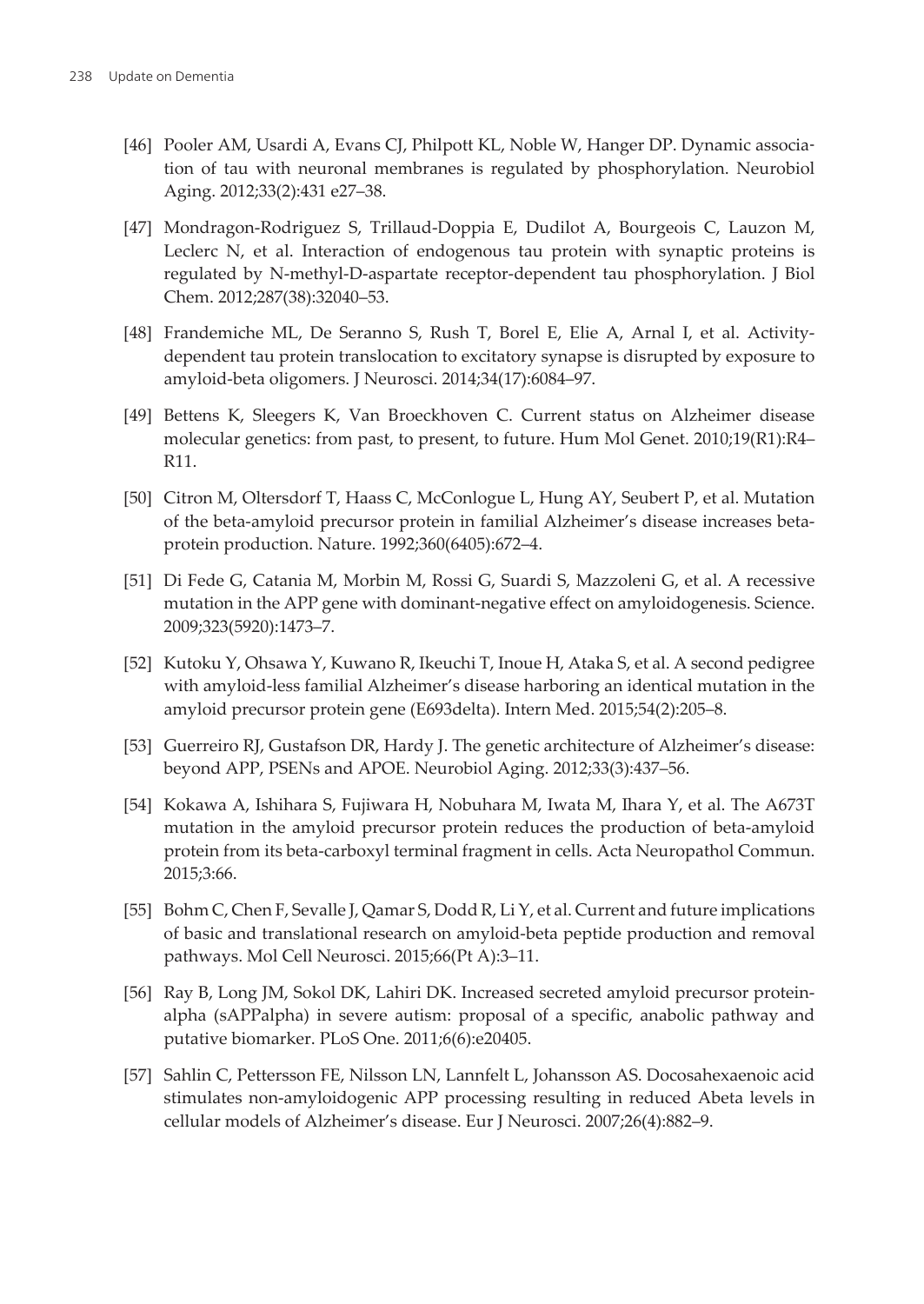[46] Pooler AM, Usardi A, Evans CJ, Philpott KL, Noble W, Hanger DP. Dynamic association of tau with neuronal membranes is regulated by phosphorylation. Neurobiol Aging. 2012;33(2):431 e27–38.

[47] Mondragon-Rodriguez S, Trillaud-Doppia E, Dudilot A, Bourgeois C, Lauzon M, Leclerc N, et al. Interaction of endogenous tau protein with synaptic proteins is regulated by N-methyl-D-aspartate receptor-dependent tau phosphorylation. J Biol Chem. 2012;287(38):32040–53.

[48] Frandemiche ML, De Seranno S, Rush T, Borel E, Elie A, Arnal I, et al. Activity-dependent tau protein translocation to excitatory synapse is disrupted by exposure to amyloid-beta oligomers. J Neurosci. 2014;34(17):6084–97.

[49] Bettens K, Sleegers K, Van Broeckhoven C. Current status on Alzheimer disease molecular genetics: from past, to present, to future. Hum Mol Genet. 2010;19(R1):R4–R11.

[50] Citron M, Oltersdorf T, Haass C, McConlogue L, Hung AY, Seubert P, et al. Mutation of the beta-amyloid precursor protein in familial Alzheimer's disease increases beta-protein production. Nature. 1992;360(6405):672–4.

[51] Di Fede G, Catania M, Morbin M, Rossi G, Suardi S, Mazzoleni G, et al. A recessive mutation in the APP gene with dominant-negative effect on amyloidogenesis. Science. 2009;323(5920):1473–7.

[52] Kutoku Y, Ohsawa Y, Kuwano R, Ikeuchi T, Inoue H, Ataka S, et al. A second pedigree with amyloid-less familial Alzheimer's disease harboring an identical mutation in the amyloid precursor protein gene (E693delta). Intern Med. 2015;54(2):205–8.

[53] Guerreiro RJ, Gustafson DR, Hardy J. The genetic architecture of Alzheimer's disease: beyond APP, PSENs and APOE. Neurobiol Aging. 2012;33(3):437–56.

[54] Kokawa A, Ishihara S, Fujiwara H, Nobuhara M, Iwata M, Ihara Y, et al. The A673T mutation in the amyloid precursor protein reduces the production of beta-amyloid protein from its beta-carboxyl terminal fragment in cells. Acta Neuropathol Commun. 2015;3:66.

[55] Bohm C, Chen F, Sevalle J, Qamar S, Dodd R, Li Y, et al. Current and future implications of basic and translational research on amyloid-beta peptide production and removal pathways. Mol Cell Neurosci. 2015;66(Pt A):3–11.

[56] Ray B, Long JM, Sokol DK, Lahiri DK. Increased secreted amyloid precursor protein-alpha (sAPPalpha) in severe autism: proposal of a specific, anabolic pathway and putative biomarker. PLoS One. 2011;6(6):e20405.

[57] Sahlin C, Pettersson FE, Nilsson LN, Lannfelt L, Johansson AS. Docosahexaenoic acid stimulates non-amyloidogenic APP processing resulting in reduced Abeta levels in cellular models of Alzheimer's disease. Eur J Neurosci. 2007;26(4):882–9.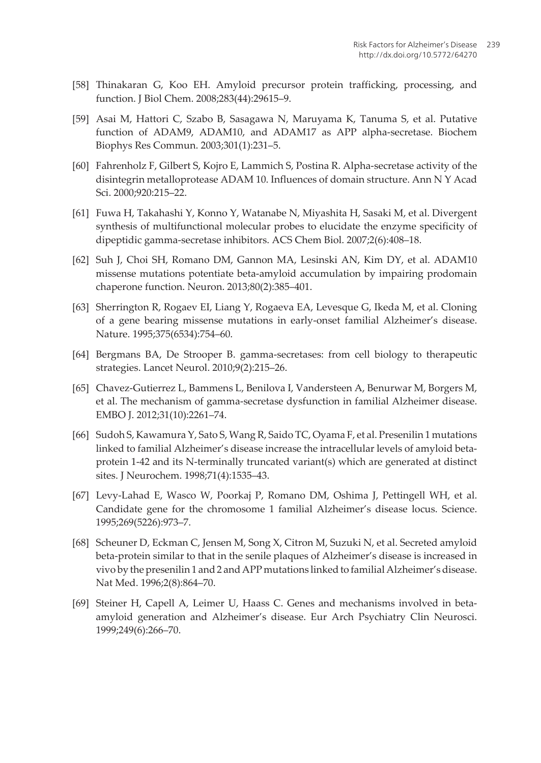[58] Thinakaran G, Koo EH. Amyloid precursor protein trafficking, processing, and function. J Biol Chem. 2008;283(44):29615–9.

[59] Asai M, Hattori C, Szabo B, Sasagawa N, Maruyama K, Tanuma S, et al. Putative function of ADAM9, ADAM10, and ADAM17 as APP alpha-secretase. Biochem Biophys Res Commun. 2003;301(1):231–5.

[60] Fahrenholz F, Gilbert S, Kojro E, Lammich S, Postina R. Alpha-secretase activity of the disintegrin metalloprotease ADAM 10. Influences of domain structure. Ann N Y Acad Sci. 2000;920:215–22.

[61] Fuwa H, Takahashi Y, Konno Y, Watanabe N, Miyashita H, Sasaki M, et al. Divergent synthesis of multifunctional molecular probes to elucidate the enzyme specificity of dipeptidic gamma-secretase inhibitors. ACS Chem Biol. 2007;2(6):408–18.

[62] Suh J, Choi SH, Romano DM, Gannon MA, Lesinski AN, Kim DY, et al. ADAM10 missense mutations potentiate beta-amyloid accumulation by impairing prodomain chaperone function. Neuron. 2013;80(2):385–401.

[63] Sherrington R, Rogaev EI, Liang Y, Rogaeva EA, Levesque G, Ikeda M, et al. Cloning of a gene bearing missense mutations in early-onset familial Alzheimer's disease. Nature. 1995;375(6534):754–60.

[64] Bergmans BA, De Strooper B. gamma-secretases: from cell biology to therapeutic strategies. Lancet Neurol. 2010;9(2):215–26.

[65] Chavez-Gutierrez L, Bammens L, Benilova I, Vandersteen A, Benurwar M, Borgers M, et al. The mechanism of gamma-secretase dysfunction in familial Alzheimer disease. EMBO J. 2012;31(10):2261–74.

[66] Sudoh S, Kawamura Y, Sato S, Wang R, Saido TC, Oyama F, et al. Presenilin 1 mutations linked to familial Alzheimer's disease increase the intracellular levels of amyloid beta-protein 1-42 and its N-terminally truncated variant(s) which are generated at distinct sites. J Neurochem. 1998;71(4):1535–43.

[67] Levy-Lahad E, Wasco W, Poorkaj P, Romano DM, Oshima J, Pettingell WH, et al. Candidate gene for the chromosome 1 familial Alzheimer's disease locus. Science. 1995;269(5226):973–7.

[68] Scheuner D, Eckman C, Jensen M, Song X, Citron M, Suzuki N, et al. Secreted amyloid beta-protein similar to that in the senile plaques of Alzheimer's disease is increased in vivo by the presenilin 1 and 2 and APP mutations linked to familial Alzheimer's disease. Nat Med. 1996;2(8):864–70.

[69] Steiner H, Capell A, Leimer U, Haass C. Genes and mechanisms involved in beta-amyloid generation and Alzheimer's disease. Eur Arch Psychiatry Clin Neurosci. 1999;249(6):266–70.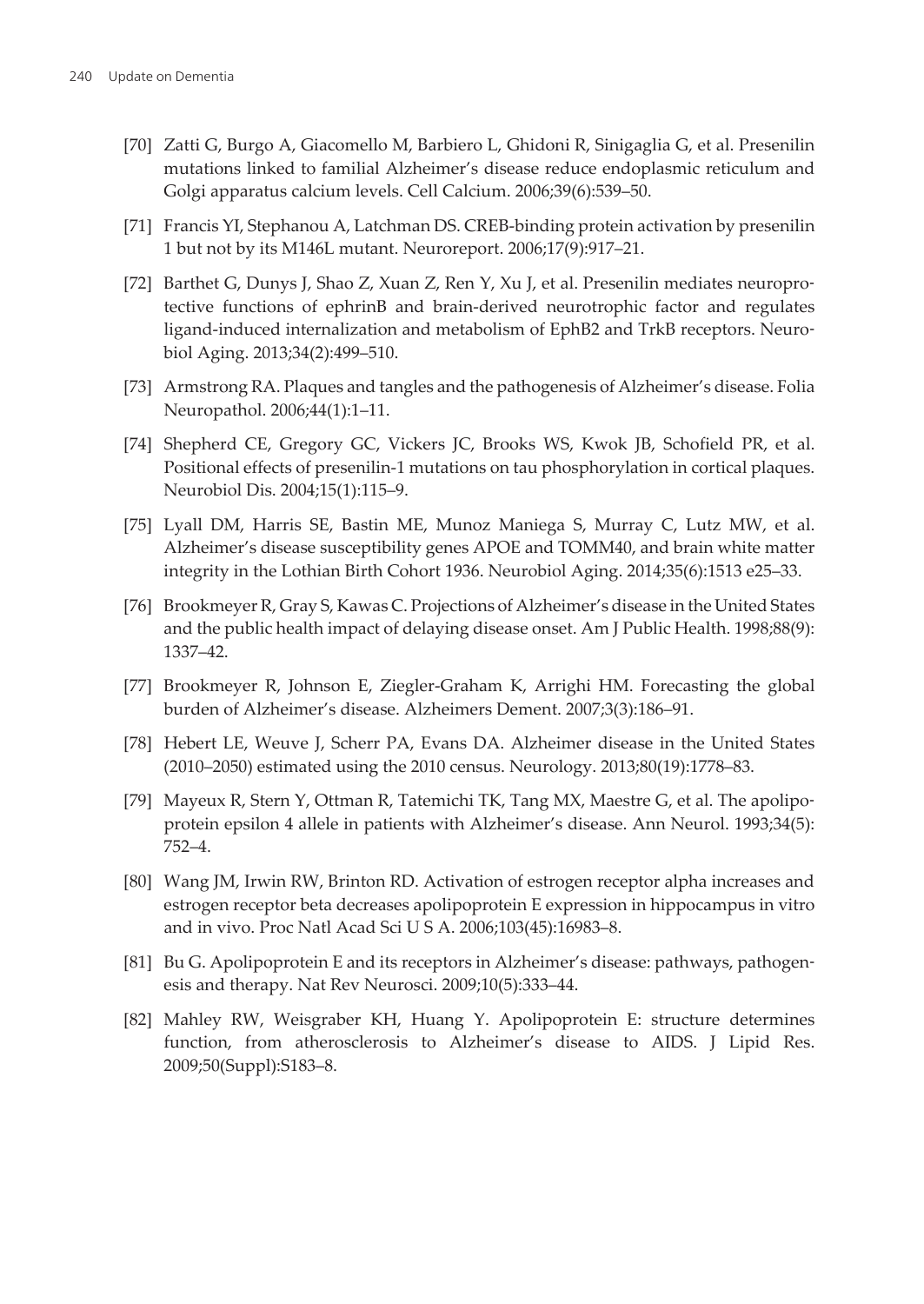[70] Zatti G, Burgo A, Giacomello M, Barbiero L, Ghidoni R, Sinigaglia G, et al. Presenilin mutations linked to familial Alzheimer's disease reduce endoplasmic reticulum and Golgi apparatus calcium levels. Cell Calcium. 2006;39(6):539–50.

[71] Francis YI, Stephanou A, Latchman DS. CREB-binding protein activation by presenilin 1 but not by its M146L mutant. Neuroreport. 2006;17(9):917–21.

[72] Barthet G, Dunys J, Shao Z, Xuan Z, Ren Y, Xu J, et al. Presenilin mediates neuroprotective functions of ephrinB and brain-derived neurotrophic factor and regulates ligand-induced internalization and metabolism of EphB2 and TrkB receptors. Neurobiol Aging. 2013;34(2):499–510.

[73] Armstrong RA. Plaques and tangles and the pathogenesis of Alzheimer's disease. Folia Neuropathol. 2006;44(1):1–11.

[74] Shepherd CE, Gregory GC, Vickers JC, Brooks WS, Kwok JB, Schofield PR, et al. Positional effects of presenilin-1 mutations on tau phosphorylation in cortical plaques. Neurobiol Dis. 2004;15(1):115–9.

[75] Lyall DM, Harris SE, Bastin ME, Munoz Maniega S, Murray C, Lutz MW, et al. Alzheimer's disease susceptibility genes APOE and TOMM40, and brain white matter integrity in the Lothian Birth Cohort 1936. Neurobiol Aging. 2014;35(6):1513 e25–33.

[76] Brookmeyer R, Gray S, Kawas C. Projections of Alzheimer's disease in the United States and the public health impact of delaying disease onset. Am J Public Health. 1998;88(9): 1337–42.

[77] Brookmeyer R, Johnson E, Ziegler-Graham K, Arrighi HM. Forecasting the global burden of Alzheimer's disease. Alzheimers Dement. 2007;3(3):186–91.

[78] Hebert LE, Weuve J, Scherr PA, Evans DA. Alzheimer disease in the United States (2010–2050) estimated using the 2010 census. Neurology. 2013;80(19):1778–83.

[79] Mayeux R, Stern Y, Ottman R, Tatemichi TK, Tang MX, Maestre G, et al. The apolipoprotein epsilon 4 allele in patients with Alzheimer's disease. Ann Neurol. 1993;34(5): 752–4.

[80] Wang JM, Irwin RW, Brinton RD. Activation of estrogen receptor alpha increases and estrogen receptor beta decreases apolipoprotein E expression in hippocampus in vitro and in vivo. Proc Natl Acad Sci U S A. 2006;103(45):16983–8.

[81] Bu G. Apolipoprotein E and its receptors in Alzheimer's disease: pathways, pathogenesis and therapy. Nat Rev Neurosci. 2009;10(5):333–44.

[82] Mahley RW, Weisgraber KH, Huang Y. Apolipoprotein E: structure determines function, from atherosclerosis to Alzheimer's disease to AIDS. J Lipid Res. 2009;50(Suppl):S183–8.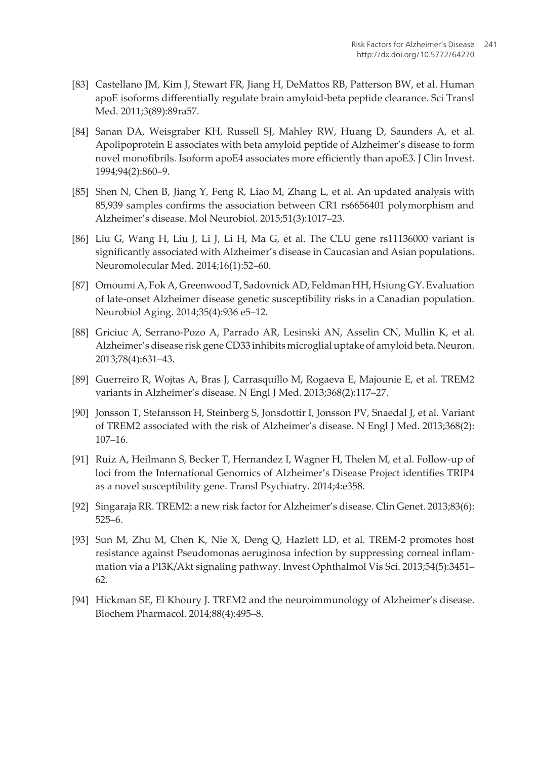[83] Castellano JM, Kim J, Stewart FR, Jiang H, DeMattos RB, Patterson BW, et al. Human apoE isoforms differentially regulate brain amyloid-beta peptide clearance. Sci Transl Med. 2011;3(89):89ra57.

[84] Sanan DA, Weisgraber KH, Russell SJ, Mahley RW, Huang D, Saunders A, et al. Apolipoprotein E associates with beta amyloid peptide of Alzheimer's disease to form novel monofibrils. Isoform apoE4 associates more efficiently than apoE3. J Clin Invest. 1994;94(2):860–9.

[85] Shen N, Chen B, Jiang Y, Feng R, Liao M, Zhang L, et al. An updated analysis with 85,939 samples confirms the association between CR1 rs6656401 polymorphism and Alzheimer's disease. Mol Neurobiol. 2015;51(3):1017–23.

[86] Liu G, Wang H, Liu J, Li J, Li H, Ma G, et al. The CLU gene rs11136000 variant is significantly associated with Alzheimer's disease in Caucasian and Asian populations. Neuromolecular Med. 2014;16(1):52–60.

[87] Omoumi A, Fok A, Greenwood T, Sadovnick AD, Feldman HH, Hsiung GY. Evaluation of late-onset Alzheimer disease genetic susceptibility risks in a Canadian population. Neurobiol Aging. 2014;35(4):936 e5–12.

[88] Griciuc A, Serrano-Pozo A, Parrado AR, Lesinski AN, Asselin CN, Mullin K, et al. Alzheimer's disease risk gene CD33 inhibits microglial uptake of amyloid beta. Neuron. 2013;78(4):631–43.

[89] Guerreiro R, Wojtas A, Bras J, Carrasquillo M, Rogaeva E, Majounie E, et al. TREM2 variants in Alzheimer's disease. N Engl J Med. 2013;368(2):117–27.

[90] Jonsson T, Stefansson H, Steinberg S, Jonsdottir I, Jonsson PV, Snaedal J, et al. Variant of TREM2 associated with the risk of Alzheimer's disease. N Engl J Med. 2013;368(2): 107–16.

[91] Ruiz A, Heilmann S, Becker T, Hernandez I, Wagner H, Thelen M, et al. Follow-up of loci from the International Genomics of Alzheimer's Disease Project identifies TRIP4 as a novel susceptibility gene. Transl Psychiatry. 2014;4:e358.

[92] Singaraja RR. TREM2: a new risk factor for Alzheimer's disease. Clin Genet. 2013;83(6): 525–6.

[93] Sun M, Zhu M, Chen K, Nie X, Deng Q, Hazlett LD, et al. TREM-2 promotes host resistance against Pseudomonas aeruginosa infection by suppressing corneal inflammation via a PI3K/Akt signaling pathway. Invest Ophthalmol Vis Sci. 2013;54(5):3451–62.

[94] Hickman SE, El Khoury J. TREM2 and the neuroimmunology of Alzheimer's disease. Biochem Pharmacol. 2014;88(4):495–8.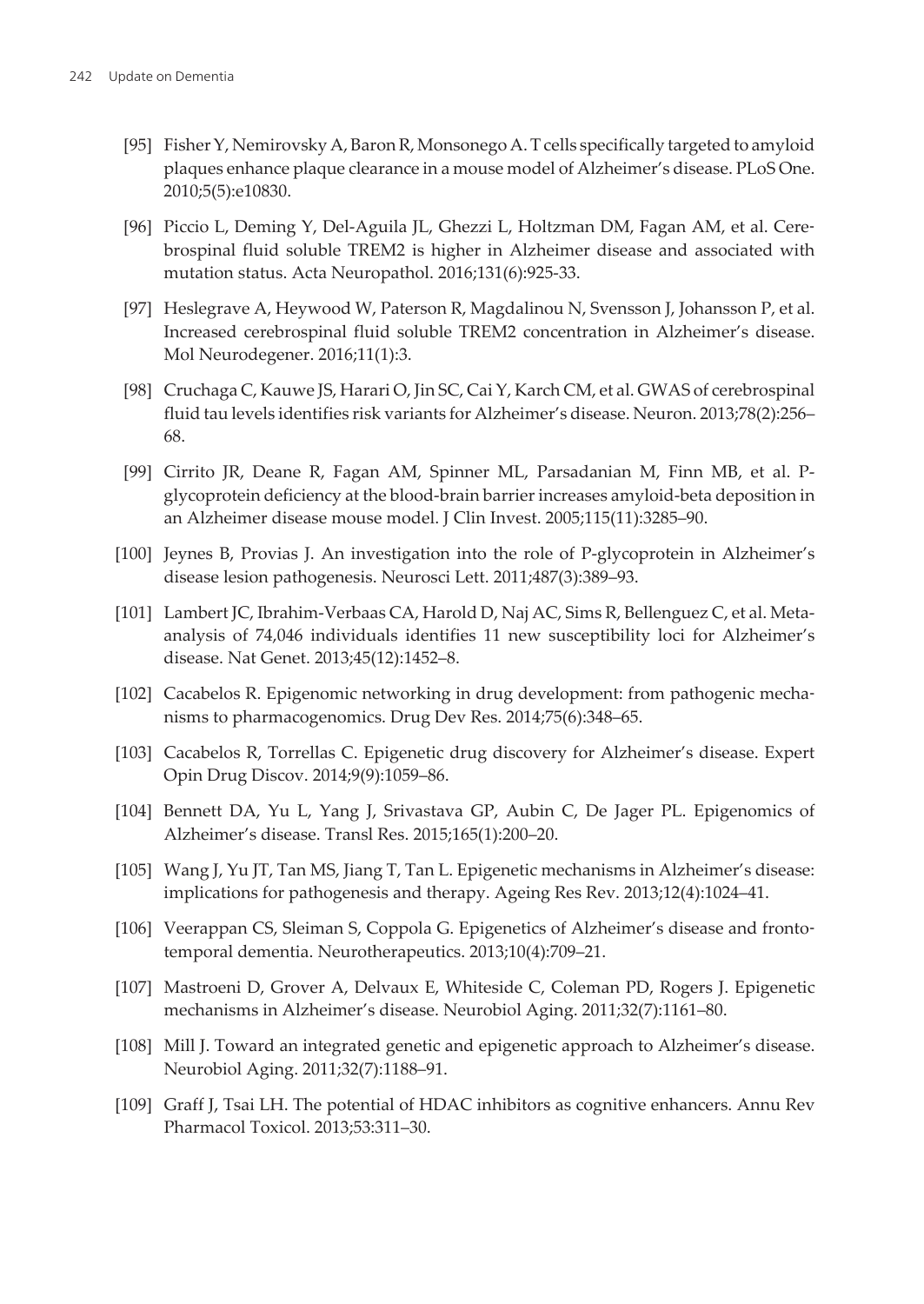[95] Fisher Y, Nemirovsky A, Baron R, Monsonego A. T cells specifically targeted to amyloid plaques enhance plaque clearance in a mouse model of Alzheimer's disease. PLoS One. 2010;5(5):e10830.

[96] Piccio L, Deming Y, Del-Aguila JL, Ghezzi L, Holtzman DM, Fagan AM, et al. Cerebrospinal fluid soluble TREM2 is higher in Alzheimer disease and associated with mutation status. Acta Neuropathol. 2016;131(6):925-33.

[97] Heslegrave A, Heywood W, Paterson R, Magdalinou N, Svensson J, Johansson P, et al. Increased cerebrospinal fluid soluble TREM2 concentration in Alzheimer's disease. Mol Neurodegener. 2016;11(1):3.

[98] Cruchaga C, Kauwe JS, Harari O, Jin SC, Cai Y, Karch CM, et al. GWAS of cerebrospinal fluid tau levels identifies risk variants for Alzheimer's disease. Neuron. 2013;78(2):256–68.

[99] Cirrito JR, Deane R, Fagan AM, Spinner ML, Parsadanian M, Finn MB, et al. P-glycoprotein deficiency at the blood-brain barrier increases amyloid-beta deposition in an Alzheimer disease mouse model. J Clin Invest. 2005;115(11):3285–90.

[100] Jeynes B, Provias J. An investigation into the role of P-glycoprotein in Alzheimer's disease lesion pathogenesis. Neurosci Lett. 2011;487(3):389–93.

[101] Lambert JC, Ibrahim-Verbaas CA, Harold D, Naj AC, Sims R, Bellenguez C, et al. Meta-analysis of 74,046 individuals identifies 11 new susceptibility loci for Alzheimer's disease. Nat Genet. 2013;45(12):1452–8.

[102] Cacabelos R. Epigenomic networking in drug development: from pathogenic mechanisms to pharmacogenomics. Drug Dev Res. 2014;75(6):348–65.

[103] Cacabelos R, Torrellas C. Epigenetic drug discovery for Alzheimer's disease. Expert Opin Drug Discov. 2014;9(9):1059–86.

[104] Bennett DA, Yu L, Yang J, Srivastava GP, Aubin C, De Jager PL. Epigenomics of Alzheimer's disease. Transl Res. 2015;165(1):200–20.

[105] Wang J, Yu JT, Tan MS, Jiang T, Tan L. Epigenetic mechanisms in Alzheimer's disease: implications for pathogenesis and therapy. Ageing Res Rev. 2013;12(4):1024–41.

[106] Veerappan CS, Sleiman S, Coppola G. Epigenetics of Alzheimer's disease and frontotemporal dementia. Neurotherapeutics. 2013;10(4):709–21.

[107] Mastroeni D, Grover A, Delvaux E, Whiteside C, Coleman PD, Rogers J. Epigenetic mechanisms in Alzheimer's disease. Neurobiol Aging. 2011;32(7):1161–80.

[108] Mill J. Toward an integrated genetic and epigenetic approach to Alzheimer's disease. Neurobiol Aging. 2011;32(7):1188–91.

[109] Graff J, Tsai LH. The potential of HDAC inhibitors as cognitive enhancers. Annu Rev Pharmacol Toxicol. 2013;53:311–30.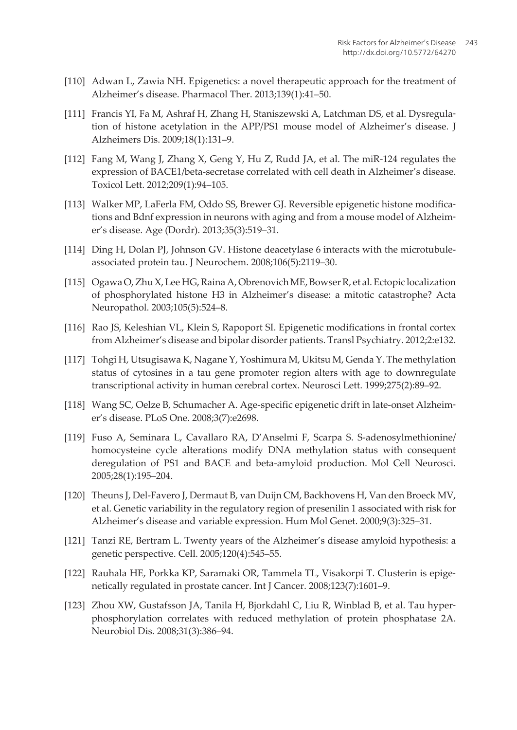[110] Adwan L, Zawia NH. Epigenetics: a novel therapeutic approach for the treatment of Alzheimer's disease. Pharmacol Ther. 2013;139(1):41–50.

[111] Francis YI, Fa M, Ashraf H, Zhang H, Staniszewski A, Latchman DS, et al. Dysregulation of histone acetylation in the APP/PS1 mouse model of Alzheimer's disease. J Alzheimers Dis. 2009;18(1):131–9.

[112] Fang M, Wang J, Zhang X, Geng Y, Hu Z, Rudd JA, et al. The miR-124 regulates the expression of BACE1/beta-secretase correlated with cell death in Alzheimer's disease. Toxicol Lett. 2012;209(1):94–105.

[113] Walker MP, LaFerla FM, Oddo SS, Brewer GJ. Reversible epigenetic histone modifications and Bdnf expression in neurons with aging and from a mouse model of Alzheimer's disease. Age (Dordr). 2013;35(3):519–31.

[114] Ding H, Dolan PJ, Johnson GV. Histone deacetylase 6 interacts with the microtubule-associated protein tau. J Neurochem. 2008;106(5):2119–30.

[115] Ogawa O, Zhu X, Lee HG, Raina A, Obrenovich ME, Bowser R, et al. Ectopic localization of phosphorylated histone H3 in Alzheimer's disease: a mitotic catastrophe? Acta Neuropathol. 2003;105(5):524–8.

[116] Rao JS, Keleshian VL, Klein S, Rapoport SI. Epigenetic modifications in frontal cortex from Alzheimer's disease and bipolar disorder patients. Transl Psychiatry. 2012;2:e132.

[117] Tohgi H, Utsugisawa K, Nagane Y, Yoshimura M, Ukitsu M, Genda Y. The methylation status of cytosines in a tau gene promoter region alters with age to downregulate transcriptional activity in human cerebral cortex. Neurosci Lett. 1999;275(2):89–92.

[118] Wang SC, Oelze B, Schumacher A. Age-specific epigenetic drift in late-onset Alzheimer's disease. PLoS One. 2008;3(7):e2698.

[119] Fuso A, Seminara L, Cavallaro RA, D'Anselmi F, Scarpa S. S-adenosylmethionine/homocysteine cycle alterations modify DNA methylation status with consequent deregulation of PS1 and BACE and beta-amyloid production. Mol Cell Neurosci. 2005;28(1):195–204.

[120] Theuns J, Del-Favero J, Dermaut B, van Duijn CM, Backhovens H, Van den Broeck MV, et al. Genetic variability in the regulatory region of presenilin 1 associated with risk for Alzheimer's disease and variable expression. Hum Mol Genet. 2000;9(3):325–31.

[121] Tanzi RE, Bertram L. Twenty years of the Alzheimer's disease amyloid hypothesis: a genetic perspective. Cell. 2005;120(4):545–55.

[122] Rauhala HE, Porkka KP, Saramaki OR, Tammela TL, Visakorpi T. Clusterin is epigenetically regulated in prostate cancer. Int J Cancer. 2008;123(7):1601–9.

[123] Zhou XW, Gustafsson JA, Tanila H, Bjorkdahl C, Liu R, Winblad B, et al. Tau hyperphosphorylation correlates with reduced methylation of protein phosphatase 2A. Neurobiol Dis. 2008;31(3):386–94.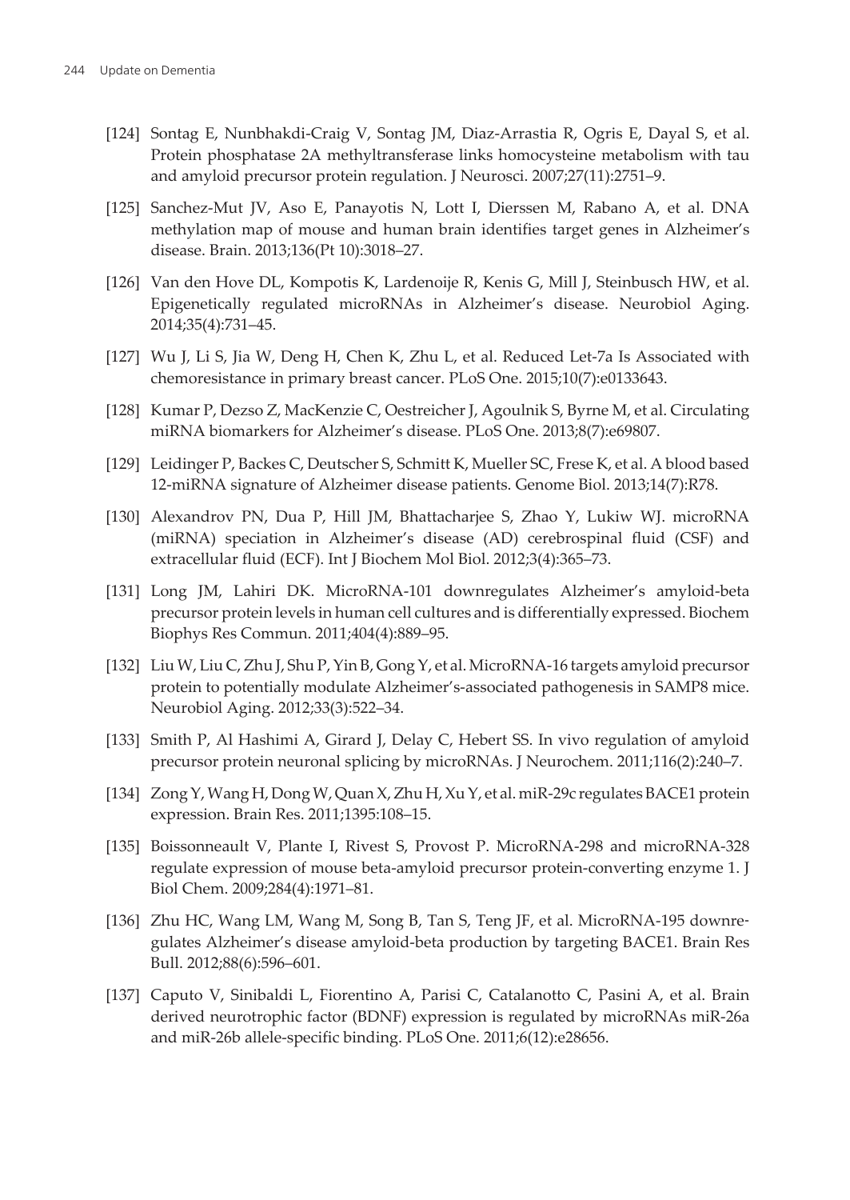[124] Sontag E, Nunbhakdi-Craig V, Sontag JM, Diaz-Arrastia R, Ogris E, Dayal S, et al. Protein phosphatase 2A methyltransferase links homocysteine metabolism with tau and amyloid precursor protein regulation. J Neurosci. 2007;27(11):2751–9.

[125] Sanchez-Mut JV, Aso E, Panayotis N, Lott I, Dierssen M, Rabano A, et al. DNA methylation map of mouse and human brain identifies target genes in Alzheimer's disease. Brain. 2013;136(Pt 10):3018–27.

[126] Van den Hove DL, Kompotis K, Lardenoije R, Kenis G, Mill J, Steinbusch HW, et al. Epigenetically regulated microRNAs in Alzheimer's disease. Neurobiol Aging. 2014;35(4):731–45.

[127] Wu J, Li S, Jia W, Deng H, Chen K, Zhu L, et al. Reduced Let-7a Is Associated with chemoresistance in primary breast cancer. PLoS One. 2015;10(7):e0133643.

[128] Kumar P, Dezso Z, MacKenzie C, Oestreicher J, Agoulnik S, Byrne M, et al. Circulating miRNA biomarkers for Alzheimer's disease. PLoS One. 2013;8(7):e69807.

[129] Leidinger P, Backes C, Deutscher S, Schmitt K, Mueller SC, Frese K, et al. A blood based 12-miRNA signature of Alzheimer disease patients. Genome Biol. 2013;14(7):R78.

[130] Alexandrov PN, Dua P, Hill JM, Bhattacharjee S, Zhao Y, Lukiw WJ. microRNA (miRNA) speciation in Alzheimer's disease (AD) cerebrospinal fluid (CSF) and extracellular fluid (ECF). Int J Biochem Mol Biol. 2012;3(4):365–73.

[131] Long JM, Lahiri DK. MicroRNA-101 downregulates Alzheimer's amyloid-beta precursor protein levels in human cell cultures and is differentially expressed. Biochem Biophys Res Commun. 2011;404(4):889–95.

[132] Liu W, Liu C, Zhu J, Shu P, Yin B, Gong Y, et al. MicroRNA-16 targets amyloid precursor protein to potentially modulate Alzheimer's-associated pathogenesis in SAMP8 mice. Neurobiol Aging. 2012;33(3):522–34.

[133] Smith P, Al Hashimi A, Girard J, Delay C, Hebert SS. In vivo regulation of amyloid precursor protein neuronal splicing by microRNAs. J Neurochem. 2011;116(2):240–7.

[134] Zong Y, Wang H, Dong W, Quan X, Zhu H, Xu Y, et al. miR-29c regulates BACE1 protein expression. Brain Res. 2011;1395:108–15.

[135] Boissonneault V, Plante I, Rivest S, Provost P. MicroRNA-298 and microRNA-328 regulate expression of mouse beta-amyloid precursor protein-converting enzyme 1. J Biol Chem. 2009;284(4):1971–81.

[136] Zhu HC, Wang LM, Wang M, Song B, Tan S, Teng JF, et al. MicroRNA-195 downregulates Alzheimer's disease amyloid-beta production by targeting BACE1. Brain Res Bull. 2012;88(6):596–601.

[137] Caputo V, Sinibaldi L, Fiorentino A, Parisi C, Catalanotto C, Pasini A, et al. Brain derived neurotrophic factor (BDNF) expression is regulated by microRNAs miR-26a and miR-26b allele-specific binding. PLoS One. 2011;6(12):e28656.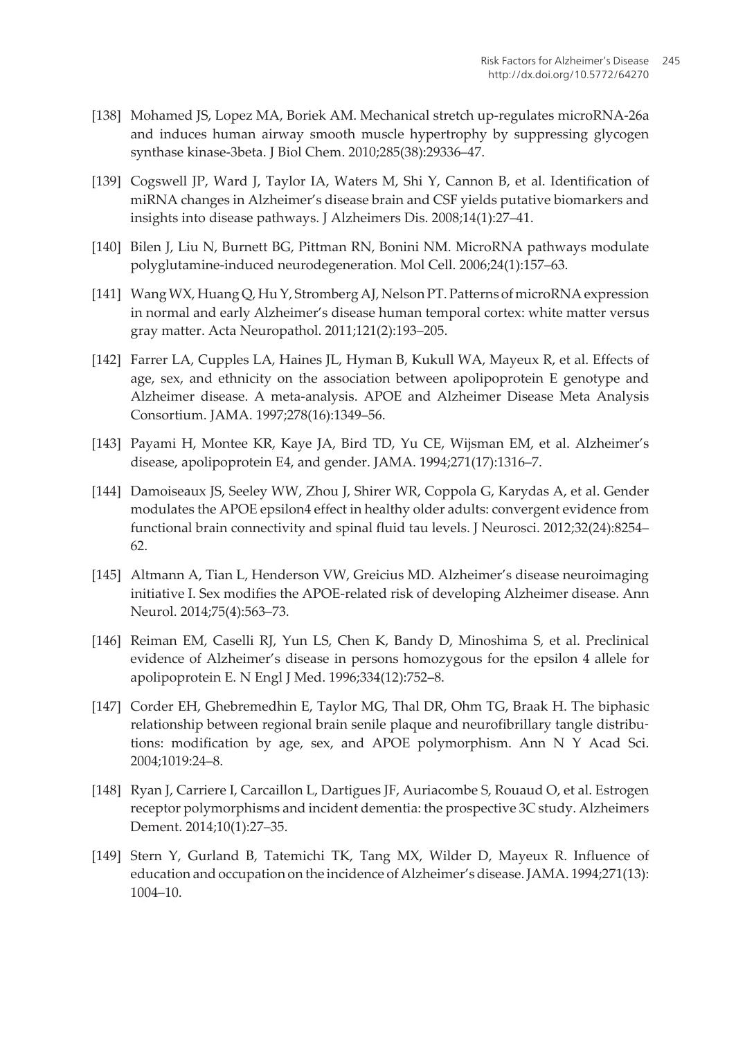[138] Mohamed JS, Lopez MA, Boriek AM. Mechanical stretch up-regulates microRNA-26a and induces human airway smooth muscle hypertrophy by suppressing glycogen synthase kinase-3beta. J Biol Chem. 2010;285(38):29336–47.

[139] Cogswell JP, Ward J, Taylor IA, Waters M, Shi Y, Cannon B, et al. Identification of miRNA changes in Alzheimer's disease brain and CSF yields putative biomarkers and insights into disease pathways. J Alzheimers Dis. 2008;14(1):27–41.

[140] Bilen J, Liu N, Burnett BG, Pittman RN, Bonini NM. MicroRNA pathways modulate polyglutamine-induced neurodegeneration. Mol Cell. 2006;24(1):157–63.

[141] Wang WX, Huang Q, Hu Y, Stromberg AJ, Nelson PT. Patterns of microRNA expression in normal and early Alzheimer's disease human temporal cortex: white matter versus gray matter. Acta Neuropathol. 2011;121(2):193–205.

[142] Farrer LA, Cupples LA, Haines JL, Hyman B, Kukull WA, Mayeux R, et al. Effects of age, sex, and ethnicity on the association between apolipoprotein E genotype and Alzheimer disease. A meta-analysis. APOE and Alzheimer Disease Meta Analysis Consortium. JAMA. 1997;278(16):1349–56.

[143] Payami H, Montee KR, Kaye JA, Bird TD, Yu CE, Wijsman EM, et al. Alzheimer's disease, apolipoprotein E4, and gender. JAMA. 1994;271(17):1316–7.

[144] Damoiseaux JS, Seeley WW, Zhou J, Shirer WR, Coppola G, Karydas A, et al. Gender modulates the APOE epsilon4 effect in healthy older adults: convergent evidence from functional brain connectivity and spinal fluid tau levels. J Neurosci. 2012;32(24):8254–62.

[145] Altmann A, Tian L, Henderson VW, Greicius MD. Alzheimer's disease neuroimaging initiative I. Sex modifies the APOE-related risk of developing Alzheimer disease. Ann Neurol. 2014;75(4):563–73.

[146] Reiman EM, Caselli RJ, Yun LS, Chen K, Bandy D, Minoshima S, et al. Preclinical evidence of Alzheimer's disease in persons homozygous for the epsilon 4 allele for apolipoprotein E. N Engl J Med. 1996;334(12):752–8.

[147] Corder EH, Ghebremedhin E, Taylor MG, Thal DR, Ohm TG, Braak H. The biphasic relationship between regional brain senile plaque and neurofibrillary tangle distributions: modification by age, sex, and APOE polymorphism. Ann N Y Acad Sci. 2004;1019:24–8.

[148] Ryan J, Carriere I, Carcaillon L, Dartigues JF, Auriacombe S, Rouaud O, et al. Estrogen receptor polymorphisms and incident dementia: the prospective 3C study. Alzheimers Dement. 2014;10(1):27–35.

[149] Stern Y, Gurland B, Tatemichi TK, Tang MX, Wilder D, Mayeux R. Influence of education and occupation on the incidence of Alzheimer's disease. JAMA. 1994;271(13):1004–10.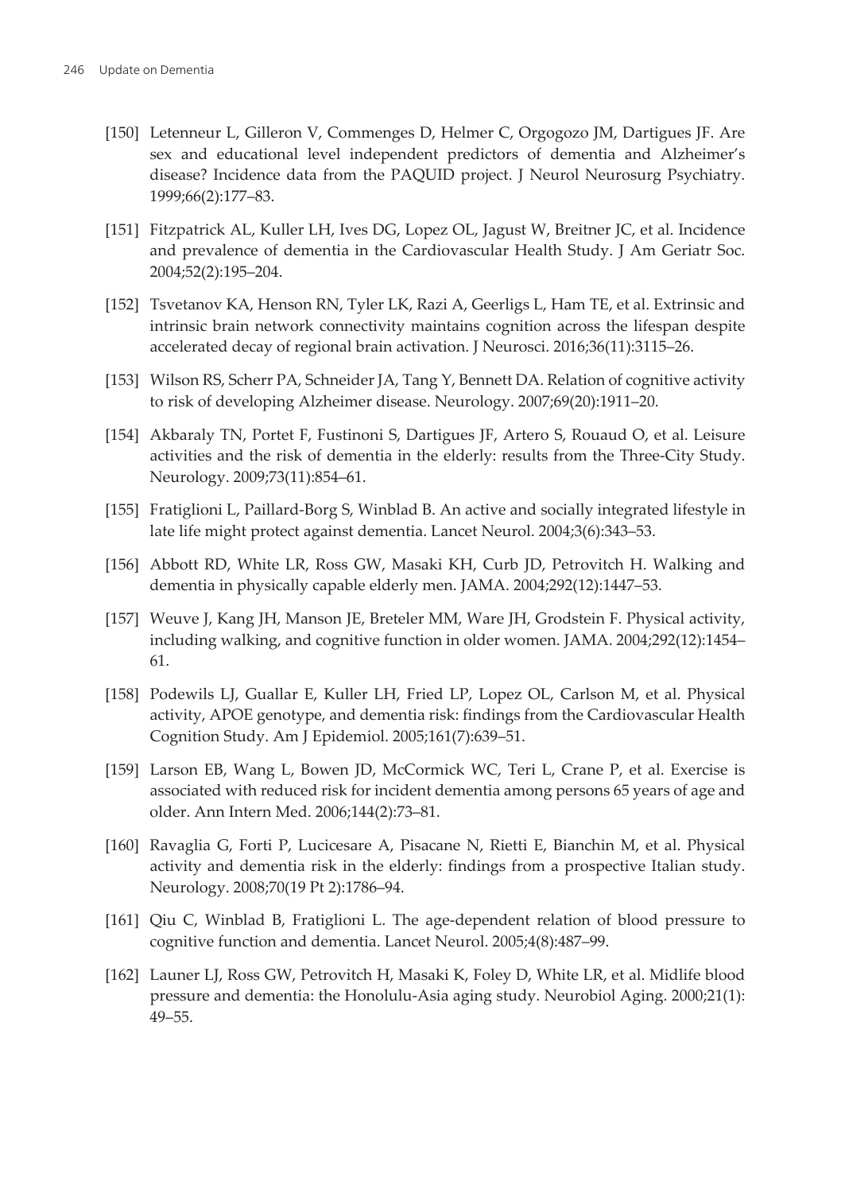[150] Letenneur L, Gilleron V, Commenges D, Helmer C, Orgogozo JM, Dartigues JF. Are sex and educational level independent predictors of dementia and Alzheimer's disease? Incidence data from the PAQUID project. J Neurol Neurosurg Psychiatry. 1999;66(2):177–83.

[151] Fitzpatrick AL, Kuller LH, Ives DG, Lopez OL, Jagust W, Breitner JC, et al. Incidence and prevalence of dementia in the Cardiovascular Health Study. J Am Geriatr Soc. 2004;52(2):195–204.

[152] Tsvetanov KA, Henson RN, Tyler LK, Razi A, Geerligs L, Ham TE, et al. Extrinsic and intrinsic brain network connectivity maintains cognition across the lifespan despite accelerated decay of regional brain activation. J Neurosci. 2016;36(11):3115–26.

[153] Wilson RS, Scherr PA, Schneider JA, Tang Y, Bennett DA. Relation of cognitive activity to risk of developing Alzheimer disease. Neurology. 2007;69(20):1911–20.

[154] Akbaraly TN, Portet F, Fustinoni S, Dartigues JF, Artero S, Rouaud O, et al. Leisure activities and the risk of dementia in the elderly: results from the Three-City Study. Neurology. 2009;73(11):854–61.

[155] Fratiglioni L, Paillard-Borg S, Winblad B. An active and socially integrated lifestyle in late life might protect against dementia. Lancet Neurol. 2004;3(6):343–53.

[156] Abbott RD, White LR, Ross GW, Masaki KH, Curb JD, Petrovitch H. Walking and dementia in physically capable elderly men. JAMA. 2004;292(12):1447–53.

[157] Weuve J, Kang JH, Manson JE, Breteler MM, Ware JH, Grodstein F. Physical activity, including walking, and cognitive function in older women. JAMA. 2004;292(12):1454–61.

[158] Podewils LJ, Guallar E, Kuller LH, Fried LP, Lopez OL, Carlson M, et al. Physical activity, APOE genotype, and dementia risk: findings from the Cardiovascular Health Cognition Study. Am J Epidemiol. 2005;161(7):639–51.

[159] Larson EB, Wang L, Bowen JD, McCormick WC, Teri L, Crane P, et al. Exercise is associated with reduced risk for incident dementia among persons 65 years of age and older. Ann Intern Med. 2006;144(2):73–81.

[160] Ravaglia G, Forti P, Lucicesare A, Pisacane N, Rietti E, Bianchin M, et al. Physical activity and dementia risk in the elderly: findings from a prospective Italian study. Neurology. 2008;70(19 Pt 2):1786–94.

[161] Qiu C, Winblad B, Fratiglioni L. The age-dependent relation of blood pressure to cognitive function and dementia. Lancet Neurol. 2005;4(8):487–99.

[162] Launer LJ, Ross GW, Petrovitch H, Masaki K, Foley D, White LR, et al. Midlife blood pressure and dementia: the Honolulu-Asia aging study. Neurobiol Aging. 2000;21(1):49–55.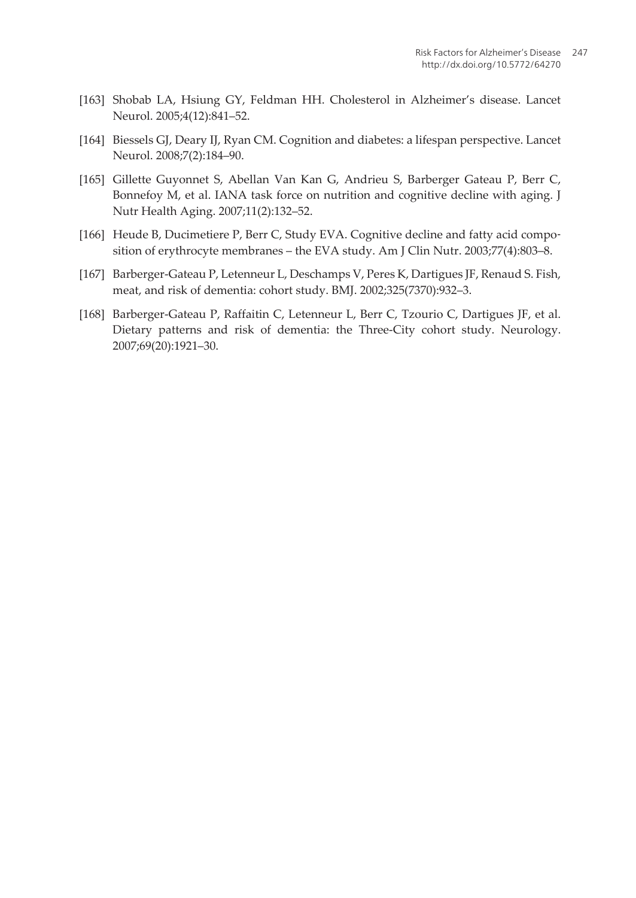[163] Shobab LA, Hsiung GY, Feldman HH. Cholesterol in Alzheimer's disease. Lancet Neurol. 2005;4(12):841–52.

[164] Biessels GJ, Deary IJ, Ryan CM. Cognition and diabetes: a lifespan perspective. Lancet Neurol. 2008;7(2):184–90.

[165] Gillette Guyonnet S, Abellan Van Kan G, Andrieu S, Barberger Gateau P, Berr C, Bonnefoy M, et al. IANA task force on nutrition and cognitive decline with aging. J Nutr Health Aging. 2007;11(2):132–52.

[166] Heude B, Ducimetiere P, Berr C, Study EVA. Cognitive decline and fatty acid composition of erythrocyte membranes – the EVA study. Am J Clin Nutr. 2003;77(4):803–8.

[167] Barberger-Gateau P, Letenneur L, Deschamps V, Peres K, Dartigues JF, Renaud S. Fish, meat, and risk of dementia: cohort study. BMJ. 2002;325(7370):932–3.

[168] Barberger-Gateau P, Raffaitin C, Letenneur L, Berr C, Tzourio C, Dartigues JF, et al. Dietary patterns and risk of dementia: the Three-City cohort study. Neurology. 2007;69(20):1921–30.